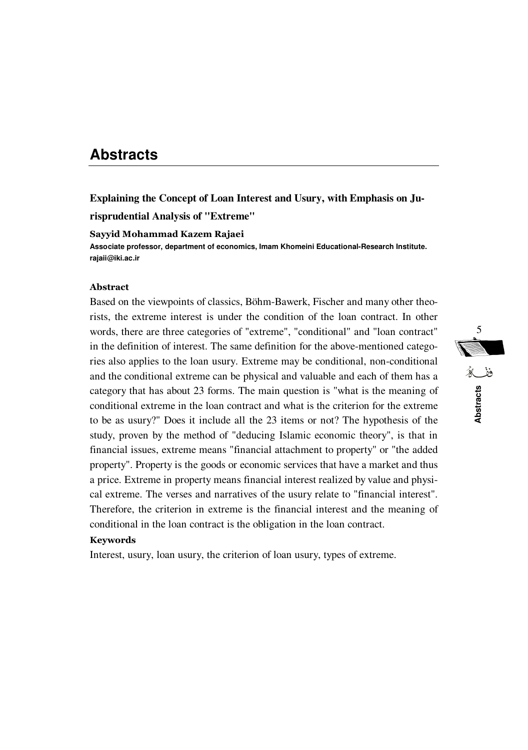# Abstracts

## Explaining the Concept of Loan Interest and Usury, with Emphasis on Jurisprudential Analysis of "Extreme"

**Sayyid Mohammad Kazem Rajaei**

**Associate professor, department of economics, Imam Khomeini Educational-Research Institute. rajaii@iki.ac.ir**

### Abstract

Based on the viewpoints of classics, Böhm-Bawerk, Fischer and many other theorists, the extreme interest is under the condition of the loan contract. In other words, there are three categories of "extreme", "conditional" and "loan contract" in the definition of interest. The same definition for the above-mentioned categories also applies to the loan usury. Extreme may be conditional, non-conditional and the conditional extreme can be physical and valuable and each of them has a category that has about 23 forms. The main question is "what is the meaning of conditional extreme in the loan contract and what is the criterion for the extreme to be as usury?" Does it include all the 23 items or not? The hypothesis of the study, proven by the method of "deducing Islamic economic theory", is that in financial issues, extreme means "financial attachment to property" or "the added property". Property is the goods or economic services that have a market and thus a price. Extreme in property means financial interest realized by value and physical extreme. The verses and narratives of the usury relate to "financial interest". Therefore, the criterion in extreme is the financial interest and the meaning of conditional in the loan contract is the obligation in the loan contract.

### Keywords

Interest, usury, loan usury, the criterion of loan usury, types of extreme.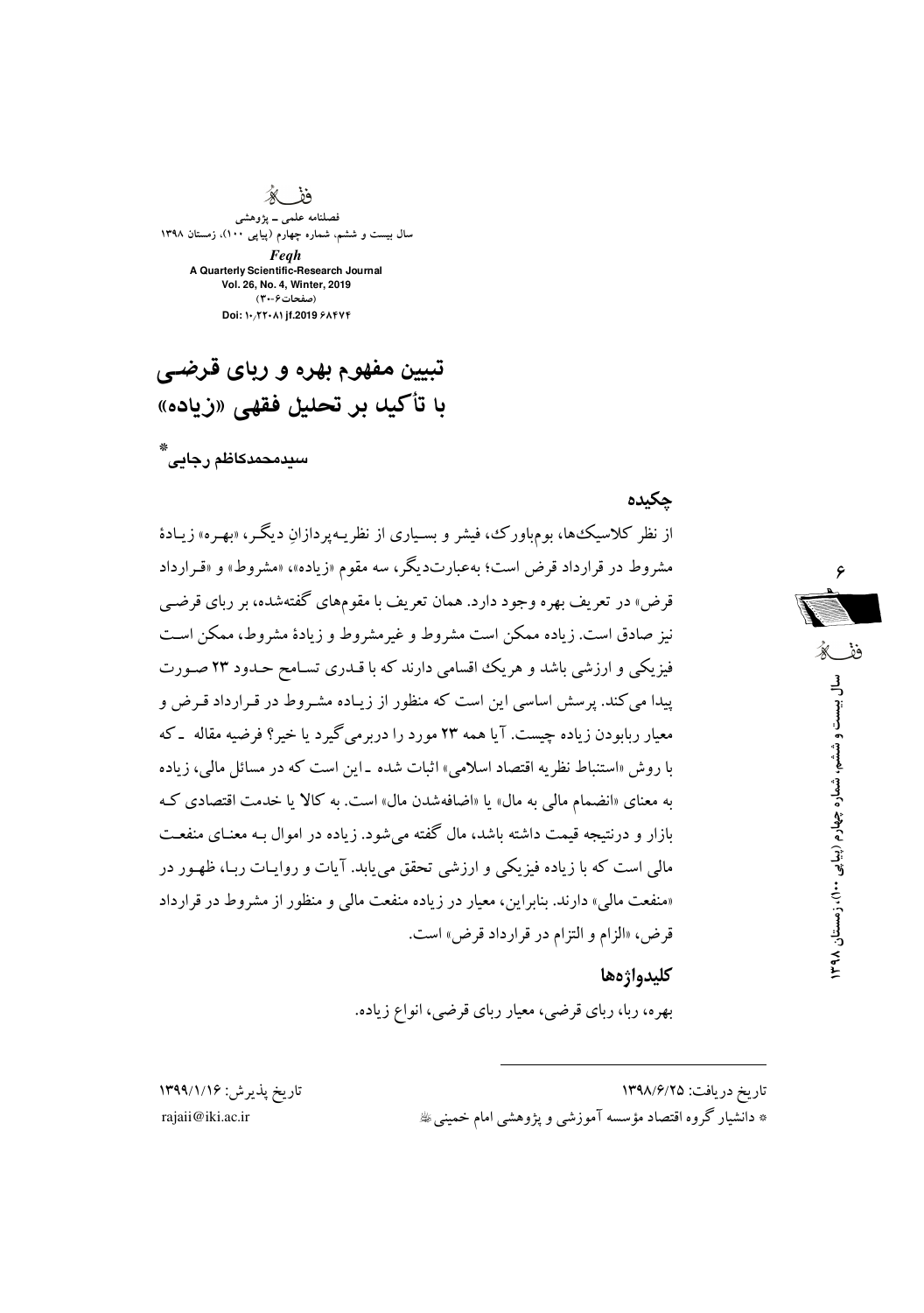# تبیین مفهوم بهره و ربای قرضی با تأکید بر تحلیل فقهی «زیاده»

سیدمحمدکاظم رجایی*

## چکیده

از نظر کلاسیک‌ها، بوم‌باورک، فیشر و بسیاری از نظریه‌پردازانِ دیگر، «بهره» زیادهٔ مشروط در قرارداد قرض است؛ به‌عبارت‌دیگر، سه مقوم «زیاده»، «مشروط» و «قرارداد قرض» در تعریف بهره وجود دارد. همان تعریف با مقوم‌های گفته‌شده، بر ربای قرضی نیز صادق است. زیاده ممکن است مشروط و غیرمشروط و زیادهٔ مشروط، ممکن است فیزیکی و ارزشی باشد و هریک اقسامی دارند که با قدری تسامح حدود ۲۳ صورت پیدا می‌کند. پرسش اساسی این است که منظور از زیاده مشروط در قرارداد قرض و معیار ربابودن زیاده چیست. آیا همه ۲۳ مورد را دربرمی‌گیرد یا خیر؟ فرضیه مقاله ـ که با روش «استنباط نظریه اقتصاد اسلامی» اثبات شده ـ این است که در مسائل مالی، زیاده به معنای «انضمام مالی به مال» یا «اضافه‌شدن مال» است. به کالا یا خدمت اقتصادی که بازار و درنتیجه قیمت داشته باشد، مال گفته می‌شود. زیاده در اموال به معنای منفعت مالی است که با زیاده فیزیکی و ارزشی تحقق می‌یابد. آیات و روایات ربا، ظهور در «منفعت مالی» دارند. بنابراین، معیار در زیاده منفعت مالی و منظور از مشروط در قرارداد قرض، «الزام و التزام در قرارداد قرض» است.

## کلیدواژه‌ها

بهره، ربا، ربای قرضی، معیار ربای قرضی، انواع زیاده.

---

تاریخ دریافت: ۱۳۹۸/۶/۲۵ &nbsp;&nbsp;&nbsp;&nbsp; تاریخ پذیرش: ۱۳۹۹/۱/۱۶

* دانشیار گروه اقتصاد مؤسسه آموزشی و پژوهشی امام خمینی ؒ &nbsp;&nbsp;&nbsp;&nbsp; rajaii@iki.ac.ir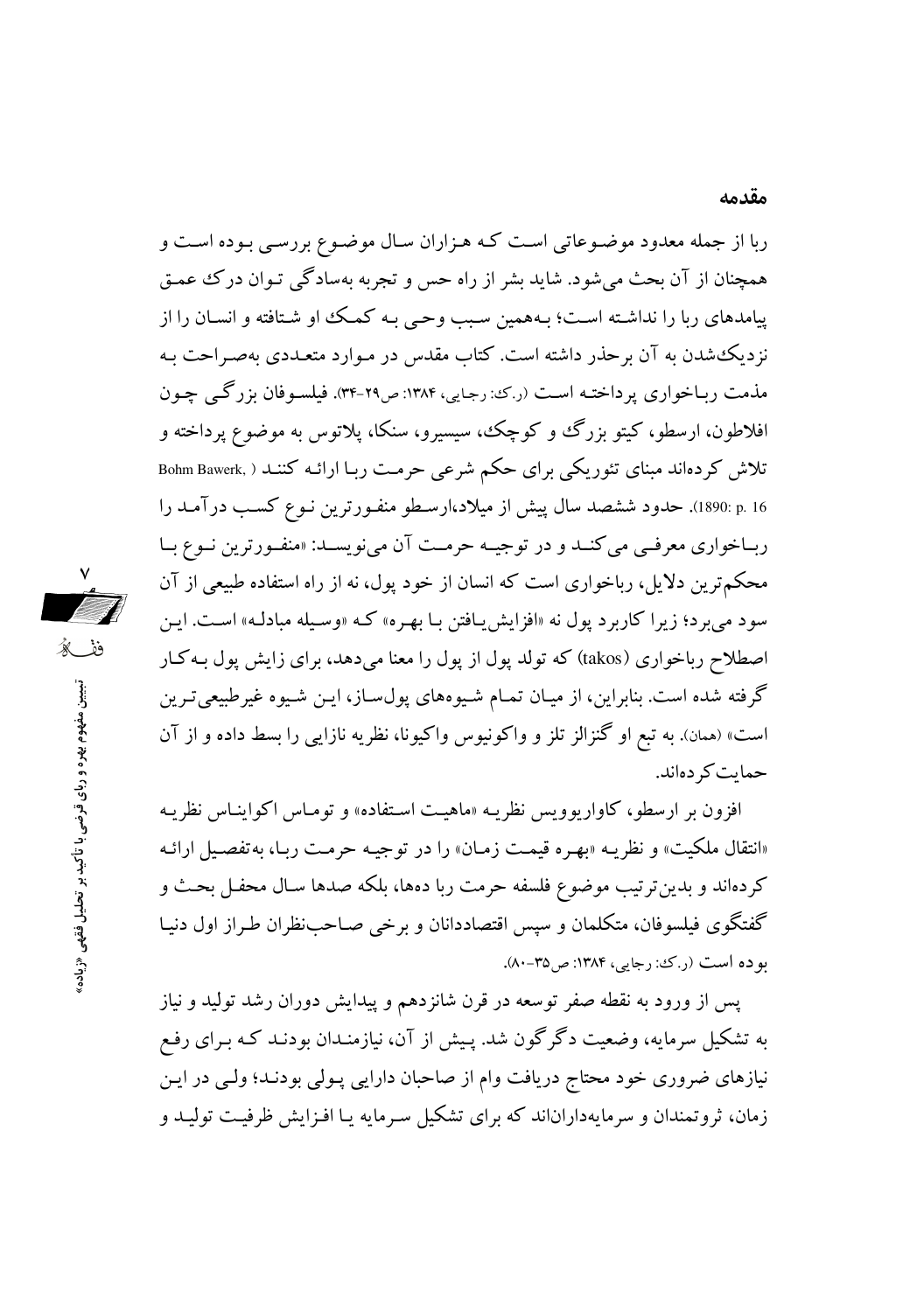## مقدمه

ربا از جمله معدود موضوعاتی است که هزاران سال موضوع بررسی بوده است و همچنان از آن بحث می‌شود. شاید بشر از راه حس و تجربه به‌سادگی توان درک عمق پیامدهای ربا را نداشته است؛ به‌همین سبب وحی به کمک او شتافته و انسان را از نزدیک‌شدن به آن برحذر داشته است. کتاب مقدس در موارد متعددی به‌صراحت به مذمت رباخواری پرداخته است (ر.ک: رجایی، ۱۳۸۴: ص۲۹-۳۴). فیلسوفان بزرگی چون افلاطون، ارسطو، کیتو بزرگ و کوچک، سیسیرو، سنکا، پلاتوس به موضوع پرداخته و تلاش کرده‌اند مبنای تئوریکی برای حکم شرعی حرمت ربا ارائه کنند (Bohm Bawerk, 1890: p. 16). حدود ششصد سال پیش از میلاد،ارسطو منفورترین نوع کسب درآمد را رباخواری معرفی می‌کند و در توجیه حرمت آن می‌نویسد: «منفورترین نوع با محکم‌ترین دلایل، رباخواری است که انسان از خود پول، نه از راه استفاده طبیعی از آن سود می‌برد؛ زیرا کاربرد پول نه «افزایش‌یافتن با بهره» که «وسیله مبادله» است. این اصطلاح رباخواری (takos) که تولد پول از پول را معنا می‌دهد، برای زایش پول به‌کار گرفته شده است. بنابراین، از میان تمام شیوه‌های پول‌ساز، این شیوه غیرطبیعی‌ترین است» (همان). به تبع او گنزالز تلز و واکونیوس واکیونا، نظریه نازایی را بسط داده و از آن حمایت کرده‌اند.

افزون بر ارسطو، کاواریوویس نظریه «ماهیت استفاده» و توماس اکوایناس نظریه «انتقال ملکیت» و نظریه «بهره قیمت زمان» را در توجیه حرمت ربا، به‌تفصیل ارائه کرده‌اند و بدین‌ترتیب موضوع فلسفه حرمت ربا ده‌ها، بلکه صدها سال محفل بحث و گفتگوی فیلسوفان، متکلمان و سپس اقتصاددانان و برخی صاحب‌نظران طراز اول دنیا بوده است (ر.ک: رجایی، ۱۳۸۴: ص۳۵-۸۰).

پس از ورود به نقطه صفر توسعه در قرن شانزدهم و پیدایش دوران رشد تولید و نیاز به تشکیل سرمایه، وضعیت دگرگون شد. پیش از آن، نیازمندان بودند که برای رفع نیازهای ضروری خود محتاج دریافت وام از صاحبان دارایی پولی بودند؛ ولی در این زمان، ثروتمندان و سرمایه‌داران‌اند که برای تشکیل سرمایه یا افزایش ظرفیت تولید و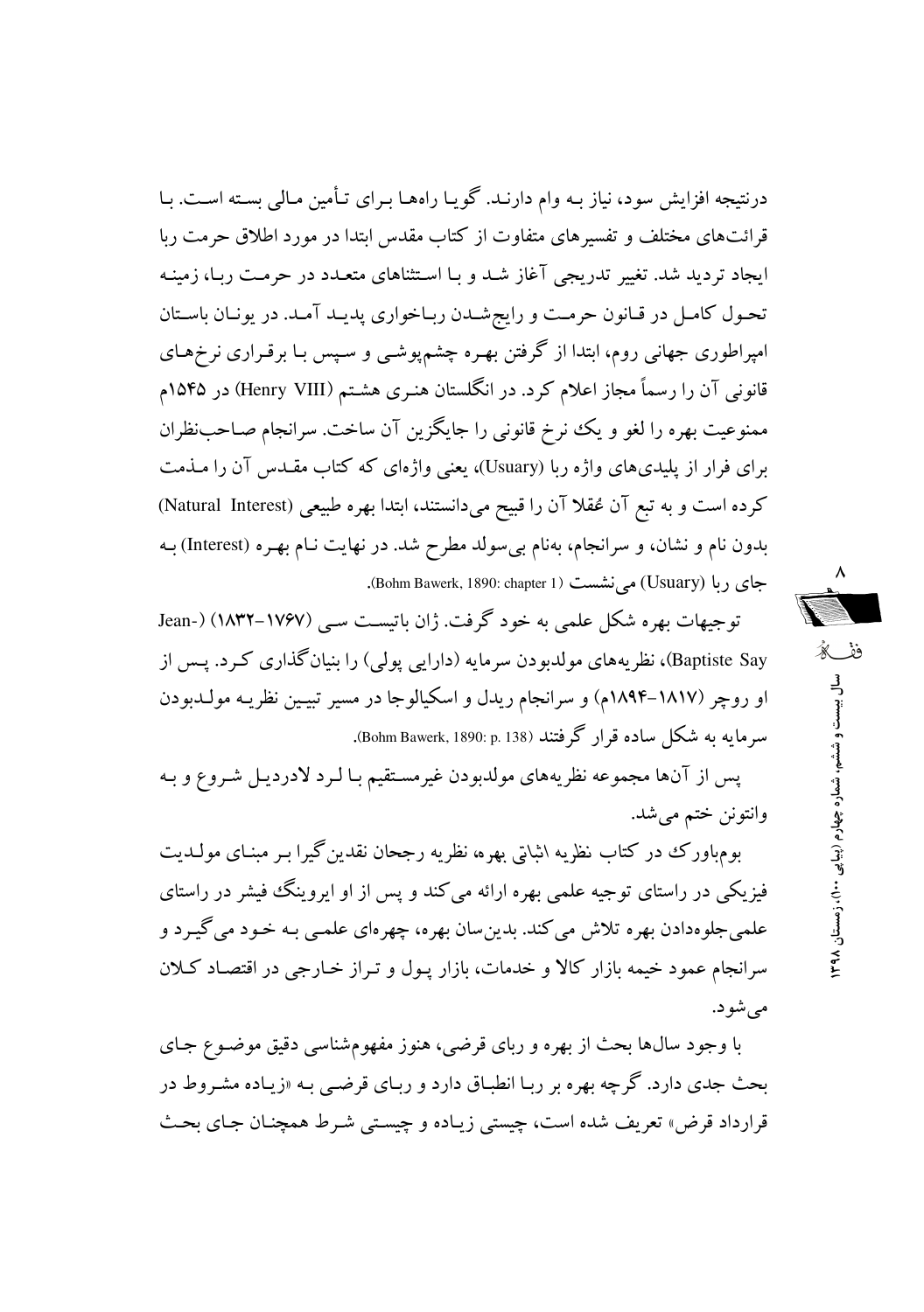درنتیجه افزایش سود، نیاز به وام دارند. گویا راه‌ها برای تأمین مالی بسته است. با قرائت‌های مختلف و تفسیرهای متفاوت از کتاب مقدس ابتدا در مورد اطلاق حرمت ربا ایجاد تردید شد. تغییر تدریجی آغاز شد و با استثناهای متعدد در حرمت ربا، زمینه تحول کامل در قانون حرمت و رایج‌شدن رباخواری پدید آمد. در یونان باستان امپراطوری جهانی روم، ابتدا از گرفتن بهره چشم‌پوشی و سپس با برقراری نرخ‌های قانونی آن را رسماً مجاز اعلام کرد. در انگلستان هنری هشتم (Henry VIII) در ۱۵۴۵م ممنوعیت بهره را لغو و یک نرخ قانونی را جایگزین آن ساخت. سرانجام صاحب‌نظران برای فرار از پلیدی‌های واژه ربا (Usuary)، یعنی واژه‌ای که کتاب مقدس آن را مذمت کرده است و به تبع آن عُقلا آن را قبیح می‌دانستند، ابتدا بهره طبیعی (Natural Interest) بدون نام و نشان، و سرانجام، به‌نام بی‌سولد مطرح شد. در نهایت نام بهره (Interest) به جای ربا (Usuary) می‌نشست (Bohm Bawerk, 1890: chapter 1).

توجیهات بهره شکل علمی به خود گرفت. ژان باتیست سی (۱۷۶۷-۱۸۳۲) (Jean-Baptiste Say)، نظریه‌های مولدبودن سرمایه (دارایی پولی) را بنیان‌گذاری کرد. پس از او روچر (۱۸۱۷-۱۸۹۴م) و سرانجام ریدل و اسکیالوجا در مسیر تبیین نظریه مولدبودن سرمایه به شکل ساده قرار گرفتند (Bohm Bawerk, 1890: p. 138).

پس از آن‌ها مجموعه نظریه‌های مولدبودن غیرمستقیم با لرد لادردیل شروع و به وانتونن ختم می‌شد.

بوم‌باورک در کتاب نظریه اثباتی بهره، نظریه رجحان نقدین‌گیرا بر مبنای مولدیت فیزیکی در راستای توجیه علمی بهره ارائه می‌کند و پس از او ایروینگ فیشر در راستای علمی‌جلوه‌دادن بهره تلاش می‌کند. بدین‌سان بهره، چهره‌ای علمی به خود می‌گیرد و سرانجام عمود خیمه بازار کالا و خدمات، بازار پول و تراز خارجی در اقتصاد کلان می‌شود.

با وجود سال‌ها بحث از بهره و ربای قرضی، هنوز مفهوم‌شناسی دقیق موضوع جای بحث جدی دارد. گرچه بهره بر ربا انطباق دارد و ربای قرضی به «زیاده مشروط در قرارداد قرض» تعریف شده است، چیستی زیاده و چیستی شرط همچنان جای بحث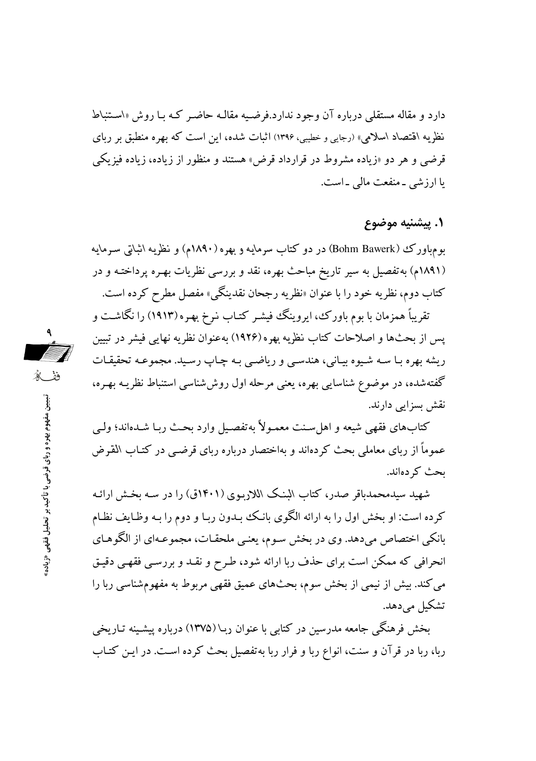دارد و مقاله مستقلی درباره آن وجود ندارد.فرضیه مقاله حاضر که با روش «استنباط نظریه اقتصاد اسلامی» (رجایی و خطیبی، ۱۳۹۶) اثبات شده، این است که بهره منطبق بر ربای قرضی و هر دو «زیاده مشروط در قرارداد قرض» هستند و منظور از زیاده، زیاده فیزیکی یا ارزشی ـ منفعت مالی ـ است.

## ۱. پیشنیه موضوع

بوم‌باورک (Bohm Bawerk) در دو کتاب سرمایه و بهره (۱۸۹۰م) و نظریه اثباتی سرمایه (۱۸۹۱م) به‌تفصیل به سیر تاریخ مباحث بهره، نقد و بررسی نظریات بهره پرداخته و در کتاب دوم، نظریه خود را با عنوان «نظریه رجحان نقدینگی» مفصل مطرح کرده است.

تقریباً همزمان با بوم باورک، ایروینگ فیشر کتاب نرخ بهره (۱۹۱۳) را نگاشت و پس از بحث‌ها و اصلاحات کتاب نظریه بهره (۱۹۲۶) به‌عنوان نظریه نهایی فیشر در تبیین ریشه بهره با سه شیوه بیانی، هندسی و ریاضی به چاپ رسید. مجموعه تحقیقات گفته‌شده، در موضوع شناسایی بهره، یعنی مرحله اول روش‌شناسی استنباط نظریه بهره، نقش بسزایی دارند.

کتاب‌های فقهی شیعه و اهل‌سنت معمولاً به‌تفصیل وارد بحث ربا شده‌اند؛ ولی عموماً از ربای معاملی بحث کرده‌اند و به‌اختصار درباره ربای قرضی در کتاب القرض بحث کرده‌اند.

شهید سیدمحمدباقر صدر، کتاب البنک اللاربوی (۱۴۰۱ق) را در سه بخش ارائه کرده است: او بخش اول را به ارائه الگوی بانک بدون ربا و دوم را به وظایف نظام بانکی اختصاص می‌دهد. وی در بخش سوم، یعنی ملحقات، مجموعه‌ای از الگوهای انحرافی که ممکن است برای حذف ربا ارائه شود، طرح و نقد و بررسی فقهی دقیق می‌کند. بیش از نیمی از بخش سوم، بحث‌های عمیق فقهی مربوط به مفهوم‌شناسی ربا را تشکیل می‌دهد.

بخش فرهنگی جامعه مدرسین در کتابی با عنوان ربا (۱۳۷۵) درباره پیشینه تاریخی ربا، ربا در قرآن و سنت، انواع ربا و فرار ربا به‌تفصیل بحث کرده است. در این کتاب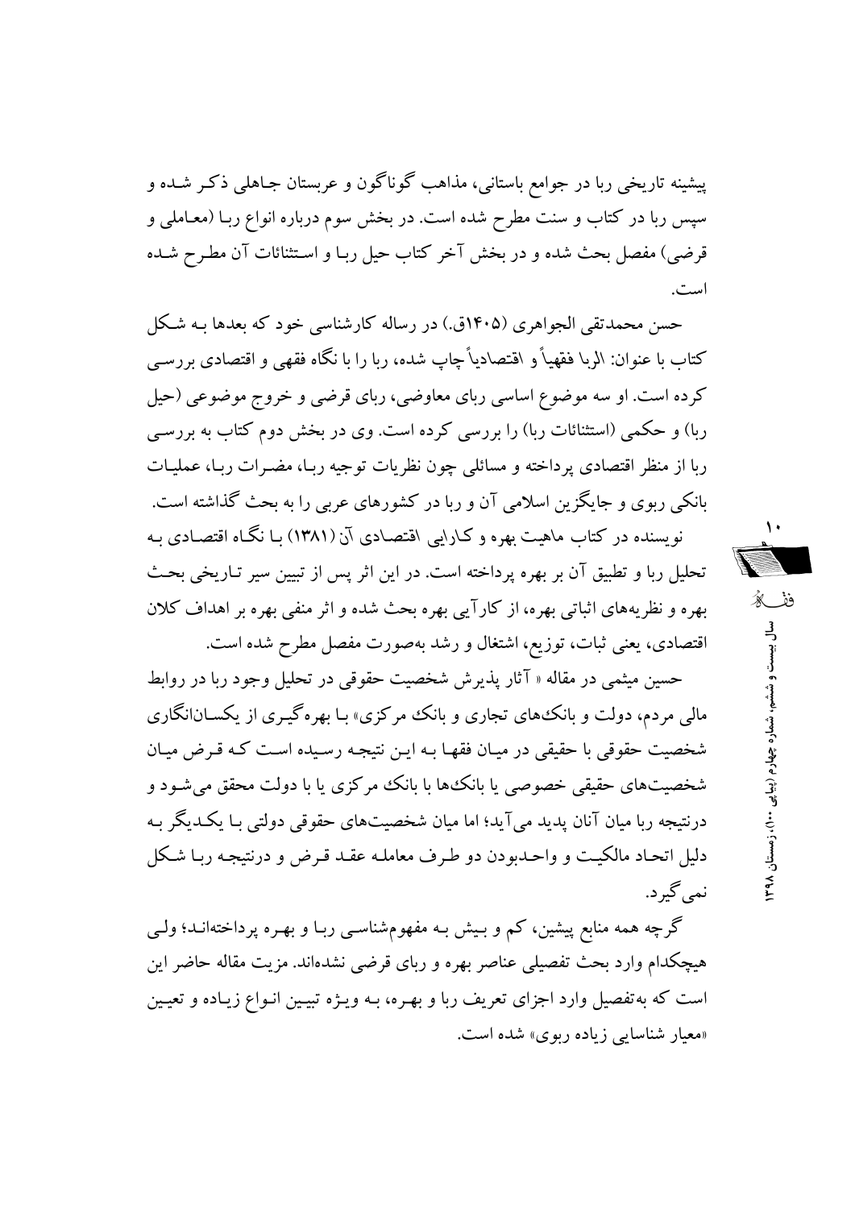پیشینه تاریخی ربا در جوامع باستانی، مذاهب گوناگون و عربستان جاهلی ذکر شده و سپس ربا در کتاب و سنت مطرح شده است. در بخش سوم درباره انواع ربا (معاملی و قرضی) مفصل بحث شده و در بخش آخر کتاب حیل ربا و استثنائات آن مطرح شده است.

حسن محمدتقی الجواهری (۱۴۰۵ق.) در رساله کارشناسی خود که بعدها به شکل کتاب با عنوان: الربا فقهیاً و اقتصادیاً چاپ شده، ربا را با نگاه فقهی و اقتصادی بررسی کرده است. او سه موضوع اساسی ربای معاوضی، ربای قرضی و خروج موضوعی (حیل ربا) و حکمی (استثنائات ربا) را بررسی کرده است. وی در بخش دوم کتاب به بررسی ربا از منظر اقتصادی پرداخته و مسائلی چون نظریات توجیه ربا، مضرات ربا، عملیات بانکی ربوی و جایگزین اسلامی آن و ربا در کشورهای عربی را به بحث گذاشته است.

نویسنده در کتاب ماهیت بهره و کارایی اقتصادی آن (۱۳۸۱) با نگاه اقتصادی به تحلیل ربا و تطبیق آن بر بهره پرداخته است. در این اثر پس از تبیین سیر تاریخی بحث بهره و نظریه‌های اثباتی بهره، از کارآیی بهره بحث شده و اثر منفی بهره بر اهداف کلان اقتصادی، یعنی ثبات، توزیع، اشتغال و رشد به‌صورت مفصل مطرح شده است.

حسین میثمی در مقاله « آثار پذیرش شخصیت حقوقی در تحلیل وجود ربا در روابط مالی مردم، دولت و بانک‌های تجاری و بانک مرکزی» با بهره‌گیری از یکسان‌انگاری شخصیت حقوقی با حقیقی در میان فقها به این نتیجه رسیده است که قرض میان شخصیت‌های حقیقی خصوصی یا بانک‌ها با بانک مرکزی یا با دولت محقق می‌شود و درنتیجه ربا میان آنان پدید می‌آید؛ اما میان شخصیت‌های حقوقی دولتی با یکدیگر به دلیل اتحاد مالکیت و واحدبودن دو طرف معامله عقد قرض و درنتیجه ربا شکل نمی‌گیرد.

گرچه همه منابع پیشین، کم و بیش به مفهوم‌شناسی ربا و بهره پرداخته‌اند؛ ولی هیچکدام وارد بحث تفصیلی عناصر بهره و ربای قرضی نشده‌اند. مزیت مقاله حاضر این است که به‌تفصیل وارد اجزای تعریف ربا و بهره، به ویژه تبیین انواع زیاده و تعیین «معیار شناسایی زیاده ربوی» شده است.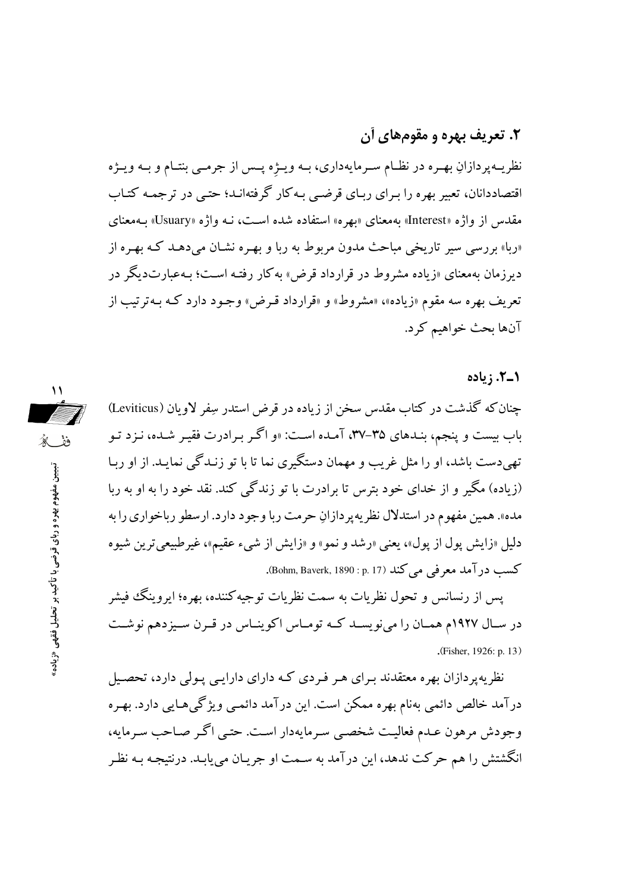## ۲. تعریف بهره و مقوم‌های آن

نظریه‌پردازانِ بهره در نظام سرمایه‌داری، به ویژه پس از جرمی بنتام و به ویژه اقتصاددانان، تعبیر بهره را برای ربای قرضی به‌کار گرفته‌اند؛ حتی در ترجمه کتاب مقدس از واژه «Interest» به‌معنای «بهره» استفاده شده است، نه واژه «Usuary» به‌معنای «ربا» بررسی سیر تاریخی مباحث مدون مربوط به ربا و بهره نشان می‌دهد که بهره از دیرزمان به‌معنای «زیاده مشروط در قرارداد قرض» به‌کار رفته است؛ به‌عبارت‌دیگر در تعریف بهره سه مقوم «زیاده»، «مشروط» و «قرارداد قرض» وجود دارد که به‌ترتیب از آن‌ها بحث خواهیم کرد.

### ۱ـ۲. زیاده

چنان‌که گذشت در کتاب مقدس سخن از زیاده در قرض استدر سِفر لاویان (Leviticus) باب بیست و پنجم، بندهای ۳۵-۳۷، آمده است: «و اگر برادرت فقیر شده، نزد تو تهی‌دست باشد، او را مثل غریب و مهمان دستگیری نما تا با تو زندگی نماید. از او ربا (زیاده) مگیر و از خدای خود بترس تا برادرت با تو زندگی کند. نقد خود را به او به ربا مده». همین مفهوم در استدلال نظریه‌پردازانِ حرمت ربا وجود دارد. ارسطو رباخواری را به دلیل «زایش پول از پول»، یعنی «رشد و نمو» و «زایش از شیء عقیم»، غیرطبیعی‌ترین شیوه کسب درآمد معرفی می‌کند (Bohm, Baverk, 1890 : p. 17).

پس از رنسانس و تحول نظریات به سمت نظریات توجیه‌کننده، بهره؛ ایروینگ فیشر در سال ۱۹۲۷م همان را می‌نویسد که توماس اکویناس در قرن سیزدهم نوشت (Fisher, 1926: p. 13).

نظریه‌پردازان بهره معتقدند برای هر فردی که دارای دارایی پولی دارد، تحصیل درآمد خالص دائمی به‌نام بهره ممکن است. این درآمد دائمی ویژگی‌هایی دارد. بهره وجودش مرهون عدم فعالیت شخصی سرمایه‌دار است. حتی اگر صاحب سرمایه، انگشتش را هم حرکت ندهد، این درآمد به سمت او جریان می‌یابد. درنتیجه به نظر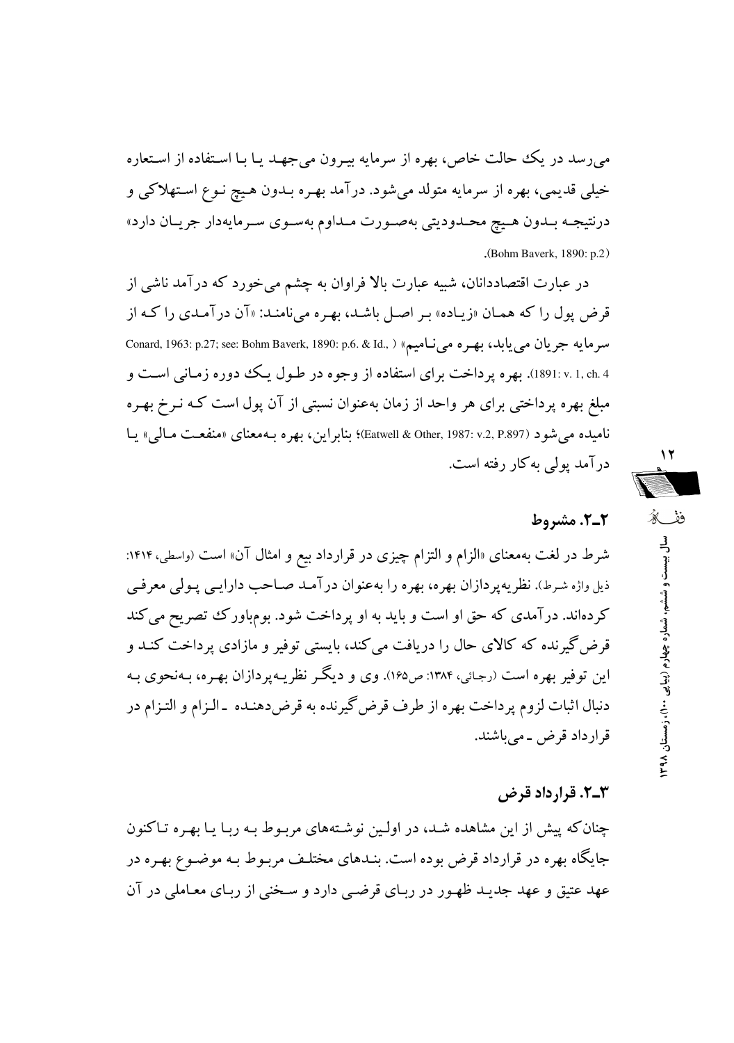می‌رسد در یک حالت خاص، بهره از سرمایه بیرون می‌جهد یا با استفاده از استعاره خیلی قدیمی، بهره از سرمایه متولد می‌شود. درآمد بهره بدون هیچ نوع استهلاکی و درنتیجه بدون هیچ محدودیتی به‌صورت مداوم به‌سوی سرمایه‌دار جریان دارد» (Bohm Baverk, 1890: p.2).

در عبارت اقتصاددانان، شبیه عبارت بالا فراوان به چشم می‌خورد که درآمد ناشی از قرض پول را که همان «زیاده» بر اصل باشد، بهره می‌نامند: «آن درآمدی را که از سرمایه جریان می‌یابد، بهره می‌نامیم» (Conard, 1963: p.27; see: Bohm Baverk, 1890: p.6. & Id., 1891: v. 1, ch. 4). بهره پرداخت برای استفاده از وجوه در طول یک دوره زمانی است و مبلغ بهره پرداختی برای هر واحد از زمان به‌عنوان نسبتی از آن پول است که نرخ بهره نامیده می‌شود (Eatwell & Other, 1987: v.2, P.897)؛ بنابراین، بهره به‌معنای «منفعت مالی» یا درآمد پولی به‌کار رفته است.

### ۲ـ۲. مشروط

شرط در لغت به‌معنای «الزام و التزام چیزی در قرارداد بیع و امثال آن» است (واسطی، ۱۴۱۴: ذیل واژه شرط). نظریه‌پردازان بهره، بهره را به‌عنوان درآمد صاحب دارایی پولی معرفی کرده‌اند. درآمدی که حق او است و باید به او پرداخت شود. بوم‌باورک تصریح می‌کند قرض‌گیرنده که کالای حال را دریافت می‌کند، بایستی توفیر و مازادی پرداخت کند و این توفیر بهره است (رجائی، ۱۳۸۴: ص۱۶۵). وی و دیگر نظریه‌پردازان بهره، به‌نحوی به دنبال اثبات لزوم پرداخت بهره از طرف قرض‌گیرنده به قرض‌دهنده ـ الزام و التزام در قرارداد قرض ـ می‌باشند.

### ۳ـ۲. قرارداد قرض

چنان‌که پیش از این مشاهده شد، در اولین نوشته‌های مربوط به ربا یا بهره تاکنون جایگاه بهره در قرارداد قرض بوده است. بندهای مختلف مربوط به موضوع بهره در عهد عتیق و عهد جدید ظهور در ربای قرضی دارد و سخنی از ربای معاملی در آن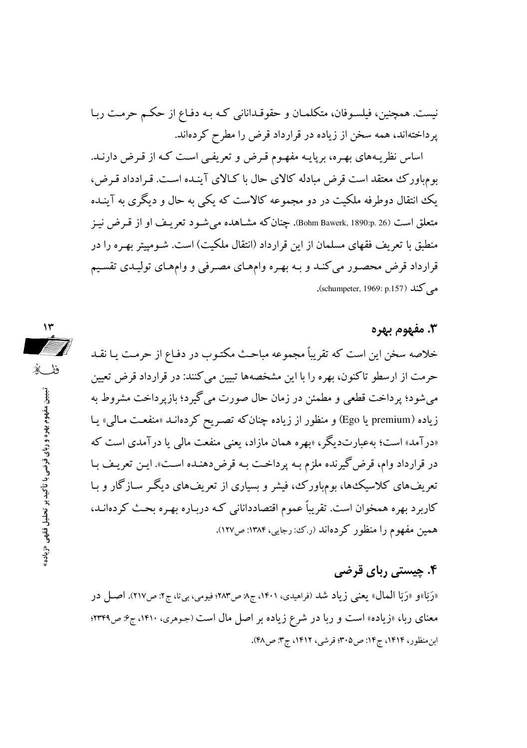نیست. همچنین، فیلسوفان، متکلمان و حقوقدانانی که به دفاع از حکم حرمت ربا پرداخته‌اند، همه سخن از زیاده در قرارداد قرض را مطرح کرده‌اند.

اساس نظریه‌های بهره، برپایه مفهوم قرض و تعریفی است که از قرض دارند. بوم‌باورک معتقد است قرض مبادله کالای حال با کالای آینده است. قرارداد قرض، یک انتقال دوطرفه ملکیت در دو مجموعه کالاست که یکی به حال و دیگری به آینده متعلق است (Bohm Bawerk, 1890:p. 26). چنان‌که مشاهده می‌شود تعریف او از قرض نیز منطبق با تعریف فقهای مسلمان از این قرارداد (انتقال ملکیت) است. شومپیتر بهره را در قرارداد قرض محصور می‌کند و به بهره وام‌های مصرفی و وام‌های تولیدی تقسیم می‌کند (schumpeter, 1969: p.157).

## ۳. مفهوم بهره

خلاصه سخن این است که تقریباً مجموعه مباحث مکتوب در دفاع از حرمت یا نقد حرمت از ارسطو تاکنون، بهره را با این مشخصه‌ها تبیین می‌کنند: در قرارداد قرض تعیین می‌شود؛ پرداخت قطعی و مطمئن در زمان حال صورت می‌گیرد؛ بازپرداخت مشروط به زیاده (premium یا Ego) و منظور از زیاده چنان‌که تصریح کرده‌اند «منفعت مالی» یا «درآمد» است؛ به‌عبارت‌دیگر، «بهره همان مازاد، یعنی منفعت مالی یا درآمدی است که در قرارداد وام، قرض‌گیرنده ملزم به پرداخت به قرض‌دهنده است». این تعریف با تعریف‌های کلاسیک‌ها، بوم‌باورک، فیشر و بسیاری از تعریف‌های دیگر سازگار و با کاربرد بهره همخوان است. تقریباً عموم اقتصاددانانی که درباره بهره بحث کرده‌اند، همین مفهوم را منظور کرده‌اند (ر.ک: رجایی، ۱۳۸۴: ص۱۲۷).

## ۴. چیستی ربای قرضی

«رَبَا»و «رَبَا المال» یعنی زیاد شد (فراهیدی، ۱۴۰۱، ج۸: ص۲۸۳؛ فیومی، بی‌تا، ج۲: ص۲۱۷). اصل در معنای ربا، «زیاده» است و ربا در شرع زیاده بر اصل مال است (جوهری، ۱۴۱۰، ج۶: ص۲۳۴۹؛ ابن‌منظور، ۱۴۱۴، ج۱۴: ص۳۰۵؛ قرشی، ۱۴۱۲، ج۳: ص۴۸).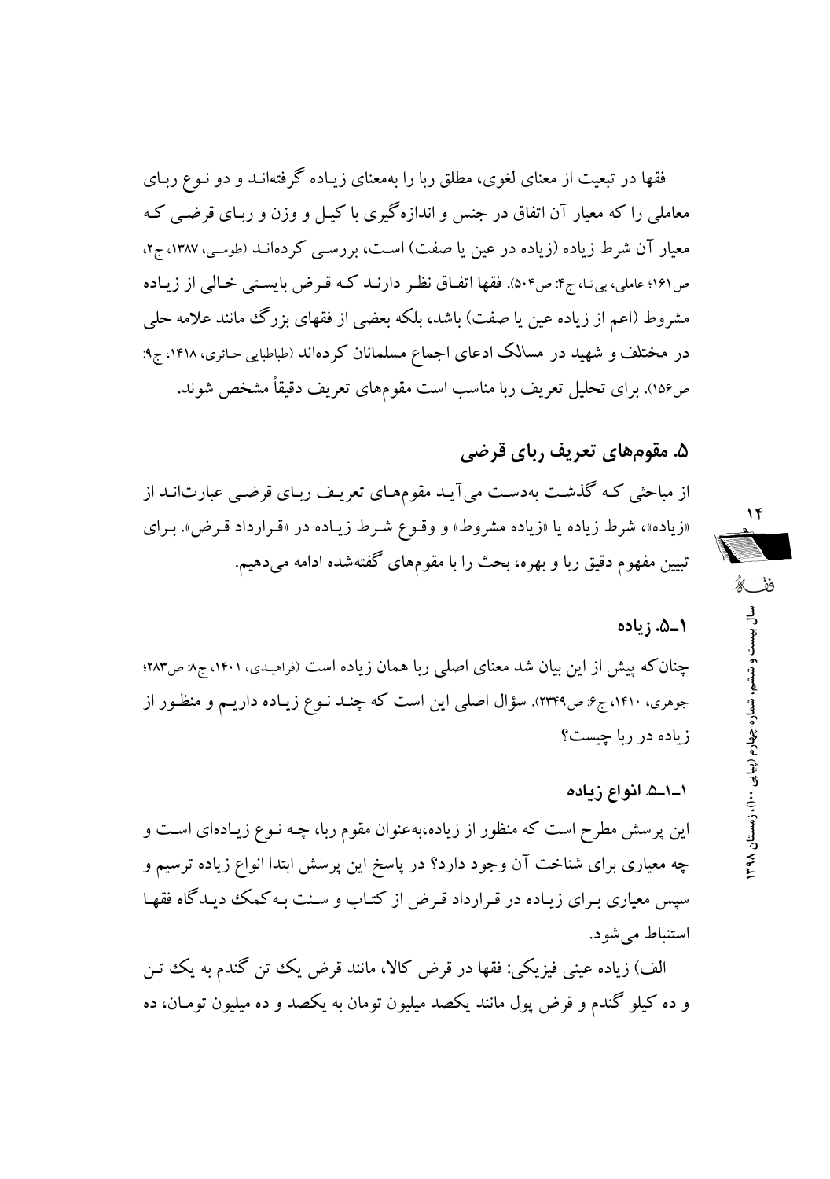فقها در تبعیت از معنای لغوی، مطلق ربا را به‌معنای زیاده گرفته‌اند و دو نوع ربای معاملی را که معیار آن اتفاق در جنس و اندازه‌گیری با کیل و وزن و ربای قرضی که معیار آن شرط زیاده (زیاده در عین یا صفت) است، بررسی کرده‌اند (طوسی، ۱۳۸۷، ج۲، ص۱۶۱؛ عاملی، بی‌تا، ج۴: ص۵۰۴). فقها اتفاق نظر دارند که قرض بایستی خالی از زیاده مشروط (اعم از زیاده عین یا صفت) باشد، بلکه بعضی از فقهای بزرگ مانند علامه حلی در مختلف و شهید در مسالک ادعای اجماع مسلمانان کرده‌اند (طباطبایی حائری، ۱۴۱۸، ج۹: ص۱۵۶). برای تحلیل تعریف ربا مناسب است مقوم‌های تعریف دقیقاً مشخص شوند.

## ۵. مقوم‌های تعریف ربای قرضی

از مباحثی که گذشت به‌دست می‌آید مقوم‌های تعریف ربای قرضی عبارت‌اند از «زیاده»، شرط زیاده یا «زیاده مشروط» و وقوع شرط زیاده در «قرارداد قرض». برای تبیین مفهوم دقیق ربا و بهره، بحث را با مقوم‌های گفته‌شده ادامه می‌دهیم.

### ۱ـ۵. زیاده

چنان‌که پیش از این بیان شد معنای اصلی ربا همان زیاده است (فراهیدی، ۱۴۰۱، ج۸: ص۲۸۳؛ جوهری، ۱۴۱۰، ج۶: ص۲۳۴۹). سؤال اصلی این است که چند نوع زیاده داریم و منظور از زیاده در ربا چیست؟

#### ۱ـ۱ـ۵. انواع زیاده

این پرسش مطرح است که منظور از زیاده،به‌عنوان مقوم ربا، چه نوع زیاده‌ای است و چه معیاری برای شناخت آن وجود دارد؟ در پاسخ این پرسش ابتدا انواع زیاده ترسیم و سپس معیاری برای زیاده در قرارداد قرض از کتاب و سنت به‌کمک دیدگاه فقها استنباط می‌شود.

الف) زیاده عینی فیزیکی: فقها در قرض کالا، مانند قرض یک تن گندم به یک تن و ده کیلو گندم و قرض پول مانند یکصد میلیون تومان به یکصد و ده میلیون تومان، ده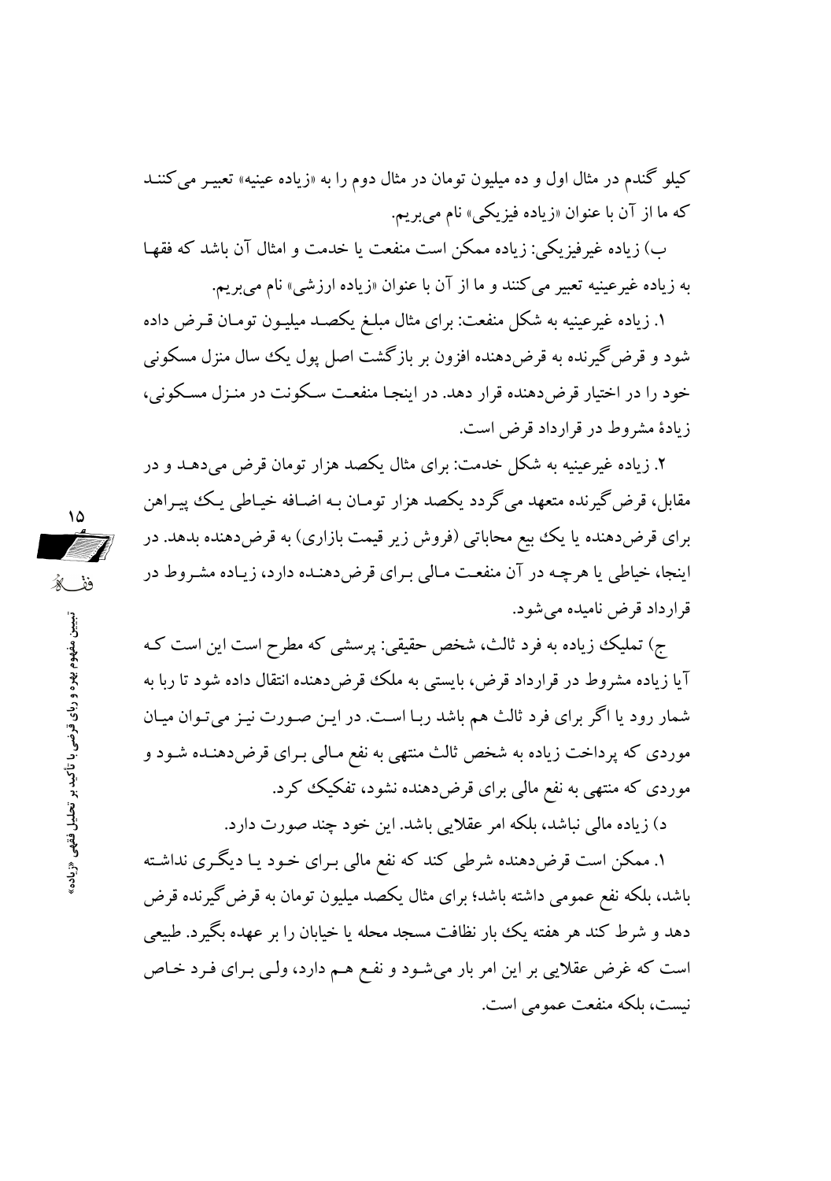کیلو گندم در مثال اول و ده میلیون تومان در مثال دوم را به «زیاده عینیه» تعبیر می‌کنند که ما از آن با عنوان «زیاده فیزیکی» نام می‌بریم.

ب) زیاده غیرفیزیکی: زیاده ممکن است منفعت یا خدمت و امثال آن باشد که فقها به زیاده غیرعینیه تعبیر می‌کنند و ما از آن با عنوان «زیاده ارزشی» نام می‌بریم.

۱. زیاده غیرعینیه به شکل منفعت: برای مثال مبلغ یکصد میلیون تومان قرض داده شود و قرض‌گیرنده به قرض‌دهنده افزون بر بازگشت اصل پول یک سال منزل مسکونی خود را در اختیار قرض‌دهنده قرار دهد. در اینجا منفعت سکونت در منزل مسکونی، زیادهٔ مشروط در قرارداد قرض است.

۲. زیاده غیرعینیه به شکل خدمت: برای مثال یکصد هزار تومان قرض می‌دهد و در مقابل، قرض‌گیرنده متعهد می‌گردد یکصد هزار تومان به اضافه خیاطی یک پیراهن برای قرض‌دهنده یا یک بیع محاباتی (فروش زیر قیمت بازاری) به قرض‌دهنده بدهد. در اینجا، خیاطی یا هرچه در آن منفعت مالی برای قرض‌دهنده دارد، زیاده مشروط در قرارداد قرض نامیده می‌شود.

ج) تملیک زیاده به فرد ثالث، شخص حقیقی: پرسشی که مطرح است این است که آیا زیاده مشروط در قرارداد قرض، بایستی به ملک قرض‌دهنده انتقال داده شود تا ربا به شمار رود یا اگر برای فرد ثالث هم باشد ربا است. در این صورت نیز می‌توان میان مواردی که پرداخت زیاده به شخص ثالث منتهی به نفع مالی برای قرض‌دهنده شود و مواردی که منتهی به نفع مالی برای قرض‌دهنده نشود، تفکیک کرد.

د) زیاده مالی نباشد، بلکه امر عقلایی باشد. این خود چند صورت دارد.

۱. ممکن است قرض‌دهنده شرطی کند که نفع مالی برای خود یا دیگری نداشته باشد، بلکه نفع عمومی داشته باشد؛ برای مثال یکصد میلیون تومان به قرض‌گیرنده قرض دهد و شرط کند هر هفته یک بار نظافت مسجد محله یا خیابان را بر عهده بگیرد. طبیعی است که غرض عقلایی بر این امر بار می‌شود و نفع هم دارد، ولی برای فرد خاص نیست، بلکه منفعت عمومی است.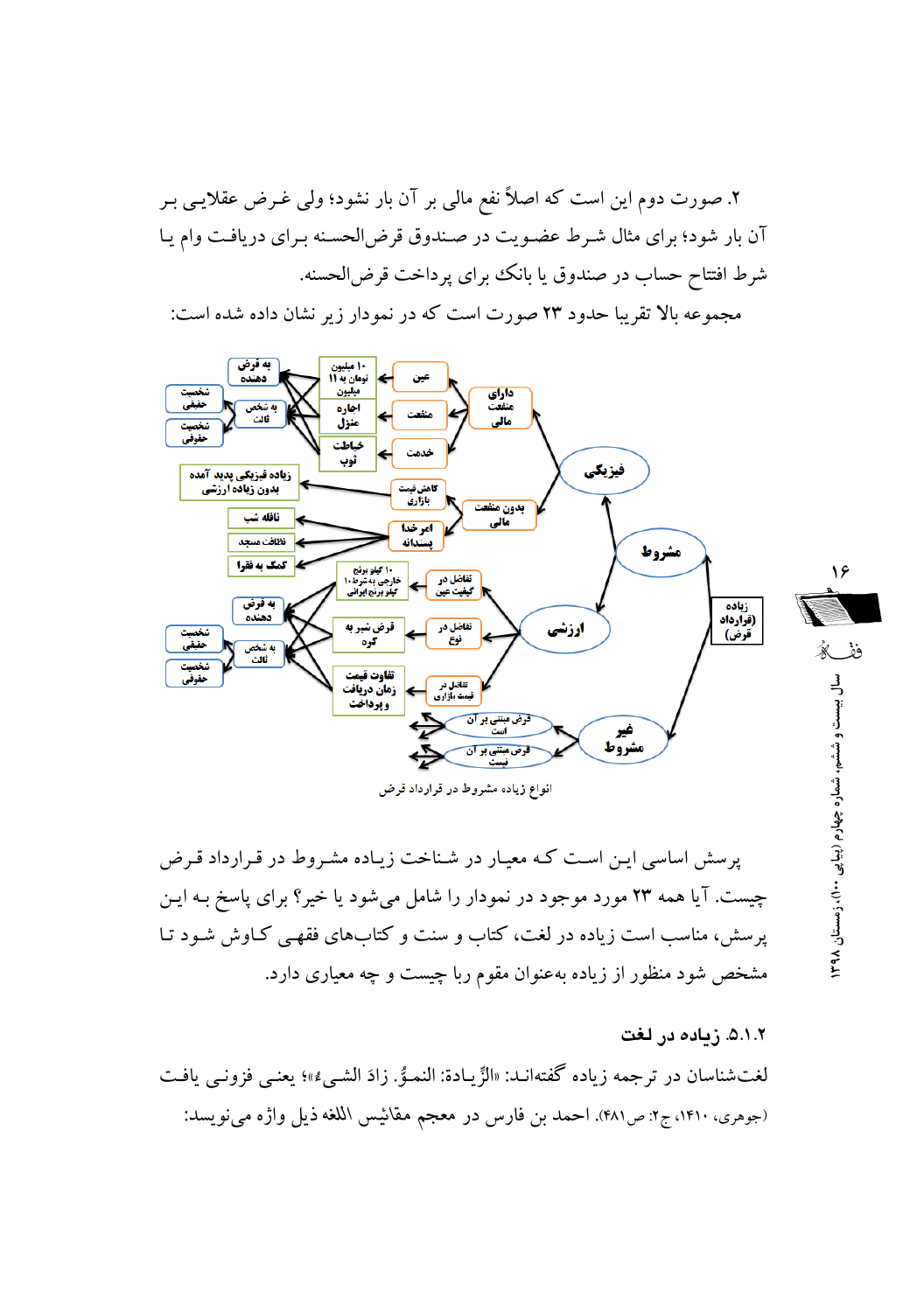۲. صورت دوم این است که اصلاً نفع مالی بر آن بار نشود؛ ولی غرض عقلایی بر آن بار شود؛ برای مثال شرط عضویت در صندوق قرض‌الحسنه برای دریافت وام یا شرط افتتاح حساب در صندوق یا بانک برای پرداخت قرض‌الحسنه.

مجموعه بالا تقریبا حدود ۲۳ صورت است که در نمودار زیر نشان داده شده است:

انواع زیاده مشروط در قرارداد قرض

پرسش اساسی این است که معیار در شناخت زیاده مشروط در قرارداد قرض چیست. آیا همه ۲۳ مورد موجود در نمودار را شامل می‌شود یا خیر؟ برای پاسخ به این پرسش، مناسب است زیاده در لغت، کتاب و سنت و کتاب‌های فقهی کاوش شود تا مشخص شود منظور از زیاده به‌عنوان مقوم ربا چیست و چه معیاری دارد.

### ۵.۱.۲. زیاده در لغت

لغت‌شناسان در ترجمه زیاده گفته‌اند: «الزِّیادة: النمُوُّ. زادَ الشیءُ»؛ یعنی فزونی یافت (جوهری، ۱۴۱۰، ج۲: ص۴۸۱). احمد بن فارس در معجم مقائیس اللغة ذیل واژه می‌نویسد: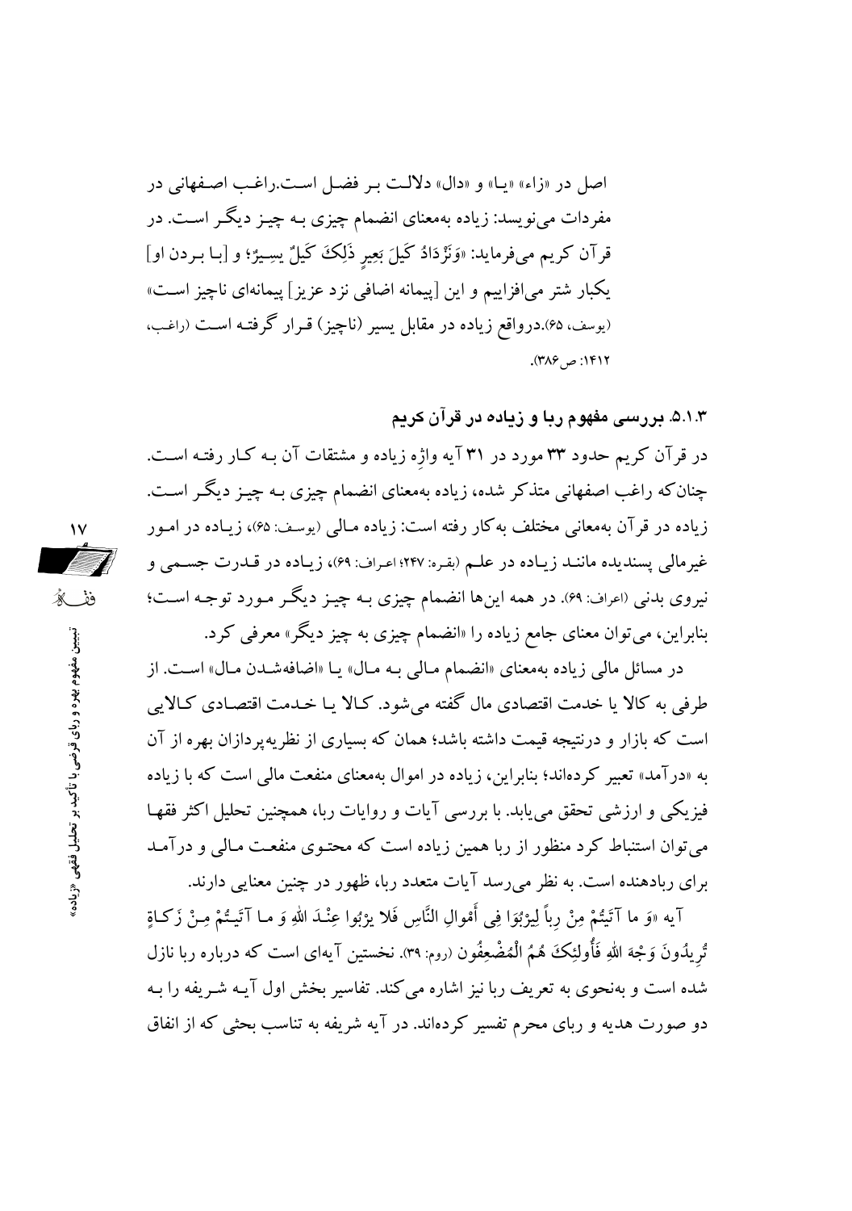اصل در «زاء» «یا» و «دال» دلالت بر فضل است.راغب اصفهانی در مفردات می‌نویسد: زیاده به‌معنای انضمام چیزی به چیز دیگر است. در قرآن کریم می‌فرماید: «وَنَزْدَادُ كَيْلَ بَعِيرٍ ذَٰلِكَ كَيْلٌ يَسِيرٌ؛ و [با بردن او] یکبار شتر می‌افزاییم و این [پیمانه اضافی نزد عزیز] پیمانه‌ای ناچیز است» (یوسف، ۶۵).درواقع زیاده در مقابل یسیر (ناچیز) قرار گرفته است (راغب، ۱۴۱۲: ص۳۸۶).

### ۵.۱.۳. بررسی مفهوم ربا و زیاده در قرآن کریم

در قرآن کریم حدود ۳۳ مورد در ۳۱ آیه واژه زیاده و مشتقات آن به کار رفته است. چنان‌که راغب اصفهانی متذکر شده، زیاده به‌معنای انضمام چیزی به چیز دیگر است. زیاده در قرآن به‌معانی مختلف به‌کار رفته است: زیاده مالی (یوسف: ۶۵)، زیاده در امور غیرمالی پسندیده مانند زیاده در علم (بقره: ۲۴۷؛ اعراف: ۶۹)، زیاده در قدرت جسمی و نیروی بدنی (اعراف: ۶۹). در همه این‌ها انضمام چیزی به چیز دیگر مورد توجه است؛ بنابراین، می‌توان معنای جامع زیاده را «انضمام چیزی به چیز دیگر» معرفی کرد.

در مسائل مالی زیاده به‌معنای «انضمام مالی به مال» یا «اضافه‌شدن مال» است. از طرفی به کالا یا خدمت اقتصادی مال گفته می‌شود. کالا یا خدمت اقتصادی کالایی است که بازار و درنتیجه قیمت داشته باشد؛ همان که بسیاری از نظریه‌پردازان بهره از آن به «درآمد» تعبیر کرده‌اند؛ بنابراین، زیاده در اموال به‌معنای منفعت مالی است که با زیاده فیزیکی و ارزشی تحقق می‌یابد. با بررسی آیات و روایات ربا، همچنین تحلیل اکثر فقها می‌توان استنباط کرد منظور از ربا همین زیاده است که محتوی منفعت مالی و درآمد برای ربادهنده است. به نظر می‌رسد آیات متعدد ربا، ظهور در چنین معنایی دارند.

آیه «وَ ما آتَيْتُمْ مِنْ رِباً لِيَرْبُوَا فِي أَمْوالِ النَّاسِ فَلا يَرْبُوا عِنْدَ اللهِ وَ ما آتَيْتُمْ مِنْ زَكاةٍ تُرِيدُونَ وَجْهَ اللهِ فَأُولئِكَ هُمُ الْمُضْعِفُون (روم: ۳۹). نخستین آیه‌ای است که درباره ربا نازل شده است و به‌نحوی به تعریف ربا نیز اشاره می‌کند. تفاسیر بخش اول آیه شریفه را به دو صورت هدیه و ربای محرم تفسیر کرده‌اند. در آیه شریفه به تناسب بحثی که از انفاق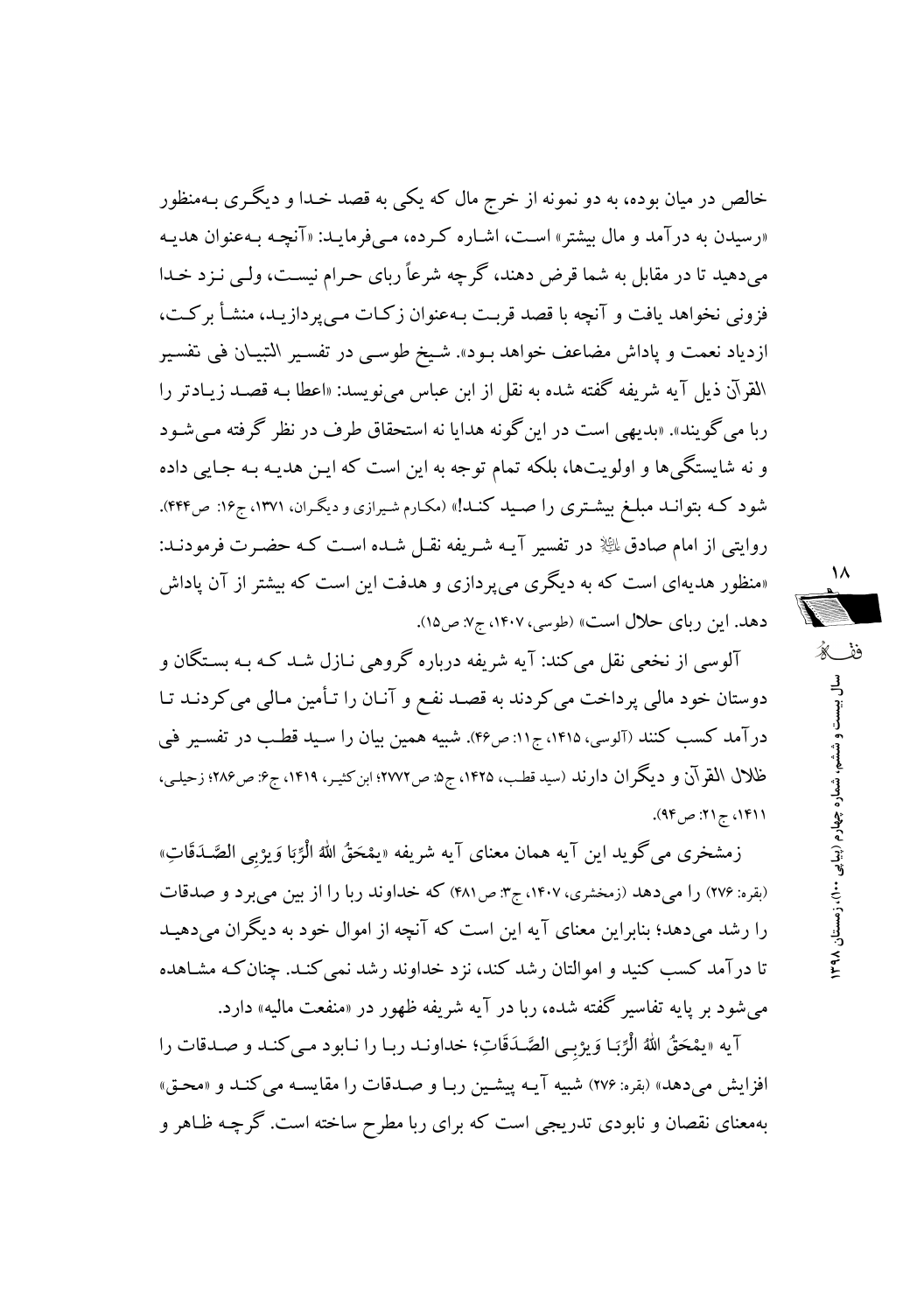خالص در میان بوده، به دو نمونه از خرج مال که یکی به قصد خدا و دیگری به‌منظور «رسیدن به درآمد و مال بیشتر» است، اشاره کرده، می‌فرماید: «آنچه به‌عنوان هدیه می‌دهید تا در مقابل به شما قرض دهند، گرچه شرعاً ربای حرام نیست، ولی نزد خدا فزونی نخواهد یافت و آنچه با قصد قربت به‌عنوان زکات می‌پردازید، منشأ برکت، ازدیاد نعمت و پاداش مضاعف خواهد بود». شیخ طوسی در تفسیر التبیان فی تفسیر القرآن ذیل آیه شریفه گفته شده به نقل از ابن عباس می‌نویسد: «اعطا به قصد زیادتر را ربا می‌گویند». «بدیهی است در این‌گونه هدایا نه استحقاق طرف در نظر گرفته می‌شود و نه شایستگی‌ها و اولویت‌ها، بلکه تمام توجه به این است که این هدیه به جایی داده شود که بتواند مبلغ بیشتری را صید کند!» (مکارم شیرازی و دیگران، ۱۳۷۱، ج۱۶: ص۴۴۴). روایتی از امام صادق ﷺ در تفسیر آیه شریفه نقل شده است که حضرت فرمودند: «منظور هدیه‌ای است که به دیگری می‌پردازی و هدفت این است که بیشتر از آن پاداش دهد. این ربای حلال است» (طوسی، ۱۴۰۷، ج۷: ص۱۵).

آلوسی از نخعی نقل می‌کند: آیه شریفه درباره گروهی نازل شد که به بستگان و دوستان خود مالی پرداخت می‌کردند به قصد نفع و آنان را تأمین مالی می‌کردند تا درآمد کسب کنند (آلوسی، ۱۴۱۵، ج۱۱: ص۴۶). شبیه همین بیان را سید قطب در تفسیر فی ظلال القرآن و دیگران دارند (سید قطب، ۱۴۲۵، ج۵: ص۲۷۷۲؛ ابن‌کثیر، ۱۴۱۹، ج۶: ص۲۸۶؛ زحیلی، ۱۴۱۱، ج۲۱: ص۹۴).

زمشخری می‌گوید این آیه همان معنای آیه شریفه «يَمْحَقُ اللهُ الرِّبَا وَيُرْبِي الصَّدَقَاتِ» (بقره: ۲۷۶) را می‌دهد (زمخشری، ۱۴۰۷، ج۳: ص۴۸۱) که خداوند ربا را از بین می‌برد و صدقات را رشد می‌دهد؛ بنابراین معنای آیه این است که آنچه از اموال خود به دیگران می‌دهید تا درآمد کسب کنید و اموالتان رشد کند، نزد خداوند رشد نمی‌کند. چنان‌که مشاهده می‌شود بر پایه تفاسیر گفته شده، ربا در آیه شریفه ظهور در «منفعت مالیه» دارد.

آیه «يَمْحَقُ اللهُ الرِّبَا وَيُرْبِي الصَّدَقَاتِ؛ خداوند ربا را نابود می‌کند و صدقات را افزایش می‌دهد» (بقره: ۲۷۶) شبیه آیه پیشین ربا و صدقات را مقایسه می‌کند و «محق» به‌معنای نقصان و نابودی تدریجی است که برای ربا مطرح ساخته است. گرچه ظاهر و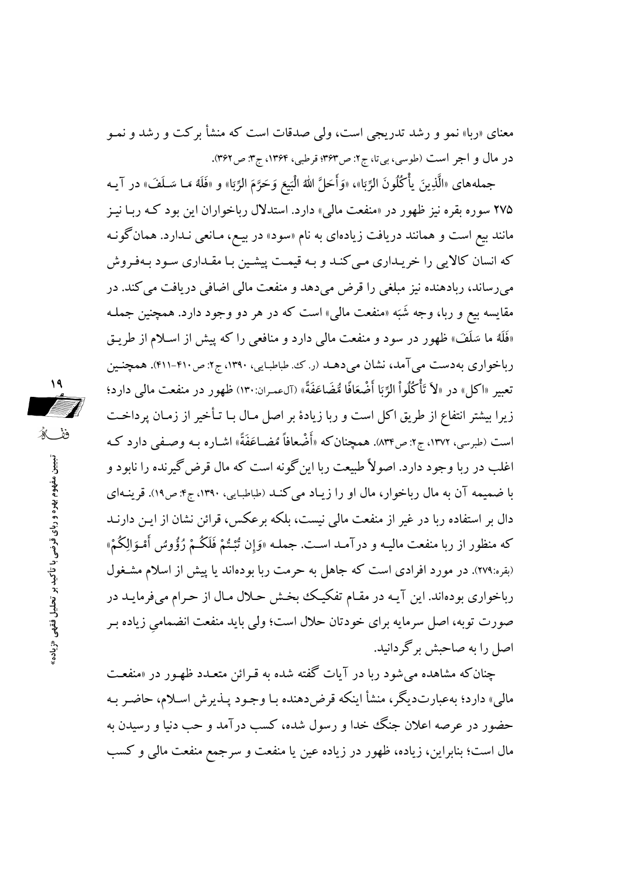معنای «ربا» نمو و رشد تدریجی است، ولی صدقات است که منشأ برکت و رشد و نمو در مال و اجر است (طوسی، بی‌تا، ج۲: ص۳۶۳؛ قرطبی، ۱۳۶۴، ج۳: ص۳۶۲).

جمله‌های «الَّذِينَ يَأْكُلُونَ الرِّبَا»، «وَأَحَلَّ اللَّهُ الْبَيْعَ وَحَرَّمَ الرِّبَا» و «فَلَهُ مَا سَلَفَ» در آیه ۲۷۵ سوره بقره نیز ظهور در «منفعت مالی» دارد. استدلال رباخواران این بود که ربا نیز مانند بیع است و همانند دریافت زیاده‌ای به نام «سود» در بیع، مانعی ندارد. همان‌گونه که انسان کالایی را خریداری می‌کند و به قیمت پیشین با مقداری سود به‌فروش می‌رساند، ربادهنده نیز مبلغی را قرض می‌دهد و منفعت مالی اضافی دریافت می‌کند. در مقایسه بیع و ربا، وجه شَبَه «منفعت مالی» است که در هر دو وجود دارد. همچنین جمله «فَلَهُ ما سَلَفَ» ظهور در سود و منفعت مالی دارد و منافعی را که پیش از اسلام از طریق رباخواری به‌دست می‌آمد، نشان می‌دهد (ر. ک. طباطبایی، ۱۳۹۰، ج۲: ص۴۱۰-۴۱۱). همچنین تعبیر «اکل» در «لاَ تَأْكُلُواْ الرِّبَا أَضْعَافًا مُّضَاعَفَةً» (آل‌عمران:۱۳۰) ظهور در منفعت مالی دارد؛ زیرا بیشتر انتفاع از طریق اکل است و ربا زیادهٔ بر اصل مال با تأخیر از زمان پرداخت است (طبرسی، ۱۳۷۲، ج۲: ص۸۳۴). همچنان‌که «أَضْعافاً مُضاعَفَةً» اشاره به وصفی دارد که اغلب در ربا وجود دارد. اصولاً طبیعت ربا این‌گونه است که مال قرض‌گیرنده را نابود و با ضمیمه آن به مال رباخوار، مال او را زیاد می‌کند (طباطبایی، ۱۳۹۰، ج۴: ص۱۹). قرینه‌ای دال بر استفاده ربا در غیر از منفعت مالی نیست، بلکه برعکس، قرائن نشان از این دارند که منظور از ربا منفعت مالیه و درآمد است. جمله «وَإِن تُبْتُمْ فَلَكُمْ رُؤُوسُ أَمْوَالِكُمْ» (بقره:۲۷۹). در مورد افرادی است که جاهل به حرمت ربا بوده‌اند یا پیش از اسلام مشغول رباخواری بوده‌اند. این آیه در مقام تفکیک بخش حلال مال از حرام می‌فرماید در صورت توبه، اصل سرمایه برای خودتان حلال است؛ ولی باید منفعت انضمامیِ زیاده بر اصل را به صاحبش برگردانید.

چنان‌که مشاهده می‌شود ربا در آیات گفته شده به قرائن متعدد ظهور در «منفعت مالی» دارد؛ به‌عبارت‌دیگر، منشأ اینکه قرض‌دهنده با وجود پذیرش اسلام، حاضر به حضور در عرصه اعلان جنگ خدا و رسول شده، کسب درآمد و حب دنیا و رسیدن به مال است؛ بنابراین، زیاده، ظهور در زیاده عین یا منفعت و سرجمع منفعت مالی و کسب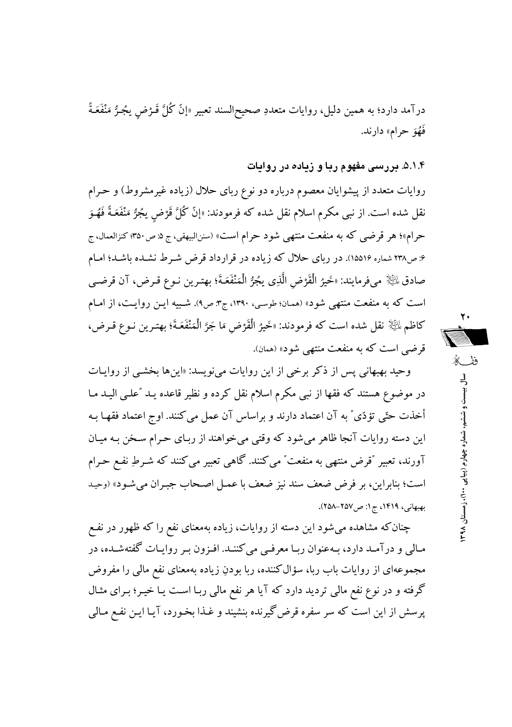درآمد دارد؛ به همین دلیل، روایات متعددِ صحیح‌السند تعبیر «إنّ کُلَّ قَرْضٍ یجُرُّ مَنْفَعَةً فَهُوَ حرام» دارند.

### ۵.۱.۴. بررسی مفهوم ربا و زیاده در روایات

روایات متعدد از پیشوایان معصوم درباره دو نوع ربای حلال (زیاده غیرمشروط) و حرام نقل شده است. از نبی مکرم اسلام نقل شده که فرمودند: «إنّ کُلَّ قَرْضٍ یجُرُّ مَنْفَعَةً فَهُوَ حرام»؛ هر قرضی که به منفعت منتهی شود حرام است» (سنن‌البیهقی، ج ۵: ص ۳۵۰؛ کنزالعمال، ج ۶: ص ۲۳۸ شماره ۱۵۵۱۶). در ربای حلال که زیاده در قرارداد قرض شرط نشده باشد؛ امام صادق علیه‌السلام می‌فرمایند: «خَیرُ الْقَرْضِ الَّذِی یجُرُّ الْمَنْفَعَةَ؛ بهترین نوع قرض، آن قرضی است که به منفعت منتهی شود» (همان؛ طوسی، ۱۳۹۰، ج۳: ص۹). شبیه این روایت، از امام کاظم علیه‌السلام نقل شده است که فرمودند: «خَیرُ الْقَرْضِ مَا جَرَّ الْمَنْفَعَةَ؛ بهترین نوع قرض، قرضی است که به منفعت منتهی شود» (همان).

وحید بهبهانی پس از ذکر برخی از این روایات می‌نویسد: «این‌ها بخشی از روایات در موضوع هستند که فقها از نبی مکرم اسلام نقل کرده و نظیر قاعده ید "علی الید ما أخذت حتّی تؤدّی" به آن اعتماد دارند و براساس آن عمل می‌کنند. اوج اعتماد فقها به این دسته روایات آنجا ظاهر می‌شود که وقتی می‌خواهند از ربای حرام سخن به میان آورند، تعبیر "قرض منتهی به منفعت" می‌کنند. گاهی تعبیر می‌کنند که شرطِ نفع حرام است؛ بنابراین، بر فرض ضعف سند نیز ضعف با عمل اصحاب جبران می‌شود» (وحید بهبهانی، ۱۴۱۹، ج ۱: ص ۲۵۷-۲۵۸).

چنان‌که مشاهده می‌شود این دسته از روایات، زیاده به‌معنای نفع را که ظهور در نفع مالی و درآمد دارد، به‌عنوان ربا معرفی می‌کنند. افزون بر روایات گفته‌شده، در مجموعه‌ای از روایات باب ربا، سؤال‌کننده، ربا بودنِ زیاده به‌معنای نفع مالی را مفروض گرفته و در نوع نفع مالی تردید دارد که آیا هر نفع مالی ربا است یا خیر؛ برای مثال پرسش از این است که سر سفره قرض‌گیرنده بنشیند و غذا بخورد، آیا این نفع مالی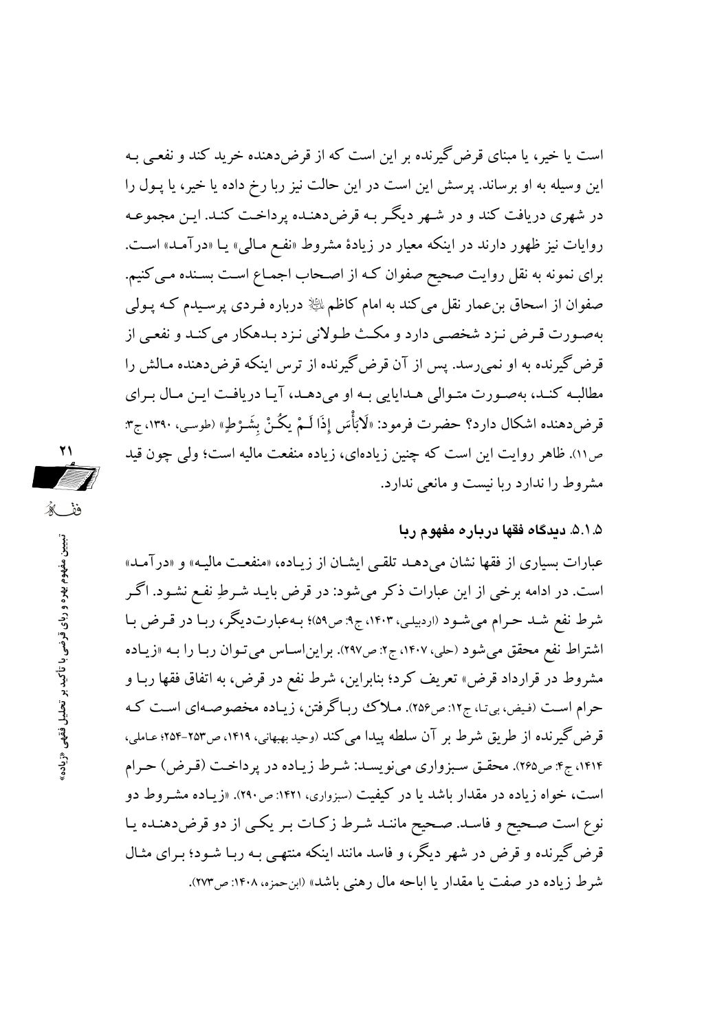است یا خیر، یا مبنای قرض‌گیرنده بر این است که از قرض‌دهنده خرید کند و نفعی به این وسیله به او برساند. پرسش این است در این حالت نیز ربا رخ داده یا خیر، یا پول را در شهری دریافت کند و در شهر دیگر به قرض‌دهنده پرداخت کند. این مجموعه روایات نیز ظهور دارند در اینکه معیار در زیادهٔ مشروط «نفع مالی» یا «درآمد» است. برای نمونه به نقل روایت صحیح صفوان که از اصحاب اجماع است بسنده می‌کنیم. صفوان از اسحاق بن‌عمار نقل می‌کند به امام کاظم علیه السلام دربارهٔ فردی پرسیدم که پولی به‌صورت قرض نزد شخصی دارد و مکث طولانی نزد بدهکار می‌کند و نفعی از قرض‌گیرنده به او نمی‌رسد. پس از آن قرض‌گیرنده از ترس اینکه قرض‌دهنده مالش را مطالبه کند، به‌صورت متوالی هدایایی به او می‌دهد، آیا دریافت این مال برای قرض‌دهنده اشکال دارد؟ حضرت فرمود: «لَابَأْسَ إِذَا لَمْ يَكُنْ بِشَرْطٍ» (طوسی، ۱۳۹۰، ج۳: ص۱۱). ظاهر روایت این است که چنین زیاده‌ای، زیاده منفعت مالیه است؛ ولی چون قید مشروط را ندارد ربا نیست و مانعی ندارد.

### ۵.۱.۵. دیدگاه فقها دربارهٔ مفهوم ربا

عبارات بسیاری از فقها نشان می‌دهد تلقی ایشان از زیاده، «منفعت مالیه» و «درآمد» است. در ادامه برخی از این عبارات ذکر می‌شود: در قرض باید شرطِ نفع نشود. اگر شرط نفع شد حرام می‌شود (اردبیلی، ۱۴۰۳، ج۹: ص۵۹)؛ به‌عبارت‌دیگر، ربا در قرض با اشتراط نفع محقق می‌شود (حلی، ۱۴۰۷، ج۲: ص۲۹۷). براین‌اساس می‌توان ربا را به «زیاده مشروط در قرارداد قرض» تعریف کرد؛ بنابراین، شرط نفع در قرض، به اتفاق فقها ربا و حرام است (فیض، بی‌تا، ج۱۲: ص۲۵۶). ملاک رباگرفتن، زیاده مخصوصه‌ای است که قرض‌گیرنده از طریق شرط بر آن سلطه پیدا می‌کند (وحید بهبهانی، ۱۴۱۹، ص۲۵۳-۲۵۴؛ عاملی، ۱۴۱۴، ج۴: ص۲۶۵). محقق سبزواری می‌نویسد: شرط زیاده در پرداخت (قرض) حرام است، خواه زیاده در مقدار باشد یا در کیفیت (سبزواری، ۱۴۲۱: ص۲۹۰). «زیاده مشروط دو نوع است صحیح و فاسد. صحیح مانند شرط زکات بر یکی از دو قرض‌دهنده یا قرض‌گیرنده و قرض در شهر دیگر، و فاسد مانند اینکه منتهی به ربا شود؛ برای مثال شرط زیاده در صفت یا مقدار یا اباحه مال رهنی باشد» (ابن‌حمزه، ۱۴۰۸: ص۲۷۳).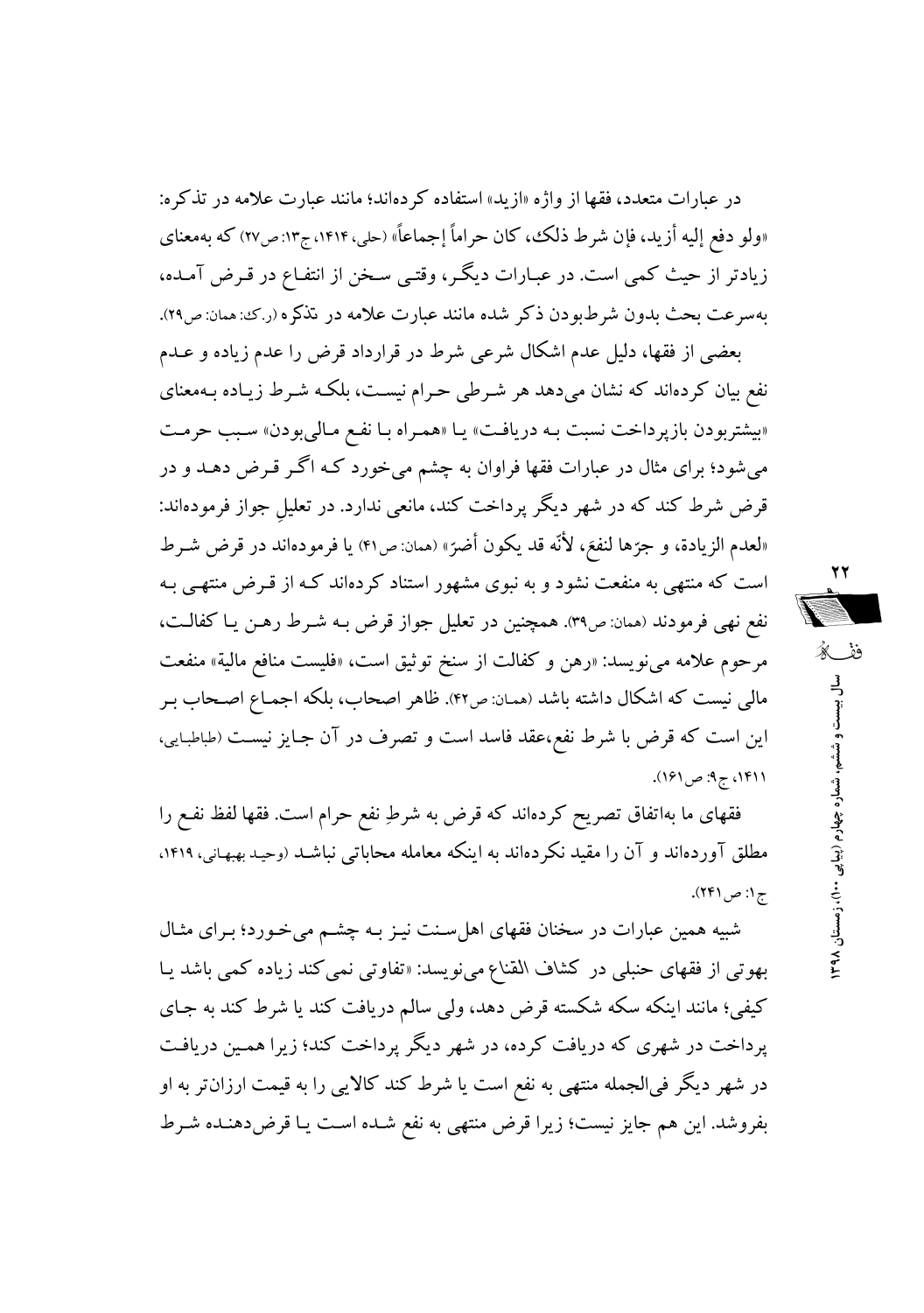در عبارات متعدد، فقها از واژه «ازید» استفاده کرده‌اند؛ مانند عبارت علامه در تذکره: «ولو دفع إلیه أزید، فإن شرط ذلک، کان حراماً إجماعاً» (حلی، ۱۴۱۴، ج۱۳: ص۲۷) که به‌معنای زیادتر از حیث کمی است. در عبارات دیگر، وقتی سخن از انتفاع در قرض آمده، به‌سرعت بحث بدون شرط‌بودن ذکر شده مانند عبارت علامه در تذکره (ر.ک: همان: ص۲۹).

بعضی از فقها، دلیل عدم اشکال شرعی شرط در قرارداد قرض را عدم زیاده و عدم نفع بیان کرده‌اند که نشان می‌دهد هر شرطی حرام نیست، بلکه شرط زیاده به‌معنای «بیشتربودن بازپرداخت نسبت به دریافت» یا «همراه با نفع مالی‌بودن» سبب حرمت می‌شود؛ برای مثال در عبارات فقها فراوان به چشم می‌خورد که اگر قرض دهد و در قرض شرط کند که در شهر دیگر پرداخت کند، مانعی ندارد. در تعلیلِ جواز فرموده‌اند: «لعدم الزیادة، و جرّها لنفعَ، لأنّه قد یکون أضرّ» (همان: ص۴۱) یا فرموده‌اند در قرض شرط است که منتهی به منفعت نشود و به نبوی مشهور استناد کرده‌اند که از قرض منتهی به نفع نهی فرمودند (همان: ص۳۹). همچنین در تعلیل جواز قرض به شرط رهن یا کفالت، مرحوم علامه می‌نویسد: «رهن و کفالت از سنخ توثیق است، «فلیست منافع مالیة» منفعت مالی نیست که اشکال داشته باشد (همان: ص۴۲). ظاهر اصحاب، بلکه اجماع اصحاب بر این است که قرض با شرط نفع،عقد فاسد است و تصرف در آن جایز نیست (طباطبایی، ۱۴۱۱، ج۹: ص۱۶۱).

فقهای ما به‌اتفاق تصریح کرده‌اند که قرض به شرطِ نفع حرام است. فقها لفظ نفع را مطلق آورده‌اند و آن را مقید نکرده‌اند به اینکه معامله محاباتی نباشد (وحید بهبهانی، ۱۴۱۹، ج۱: ص۲۴۱).

شبیه همین عبارات در سخنان فقهای اهل‌سنت نیز به چشم می‌خورد؛ برای مثال بهوتی از فقهای حنبلی در کشاف القناع می‌نویسد: «تفاوتی نمی‌کند زیاده کمی باشد یا کیفی؛ مانند اینکه سکه شکسته قرض دهد، ولی سالم دریافت کند یا شرط کند به جای پرداخت در شهری که دریافت کرده، در شهر دیگر پرداخت کند؛ زیرا همین دریافت در شهر دیگر فی‌الجمله منتهی به نفع است یا شرط کند کالایی را به قیمت ارزان‌تر به او بفروشد. این هم جایز نیست؛ زیرا قرض منتهی به نفع شده است یا قرض‌دهنده شرط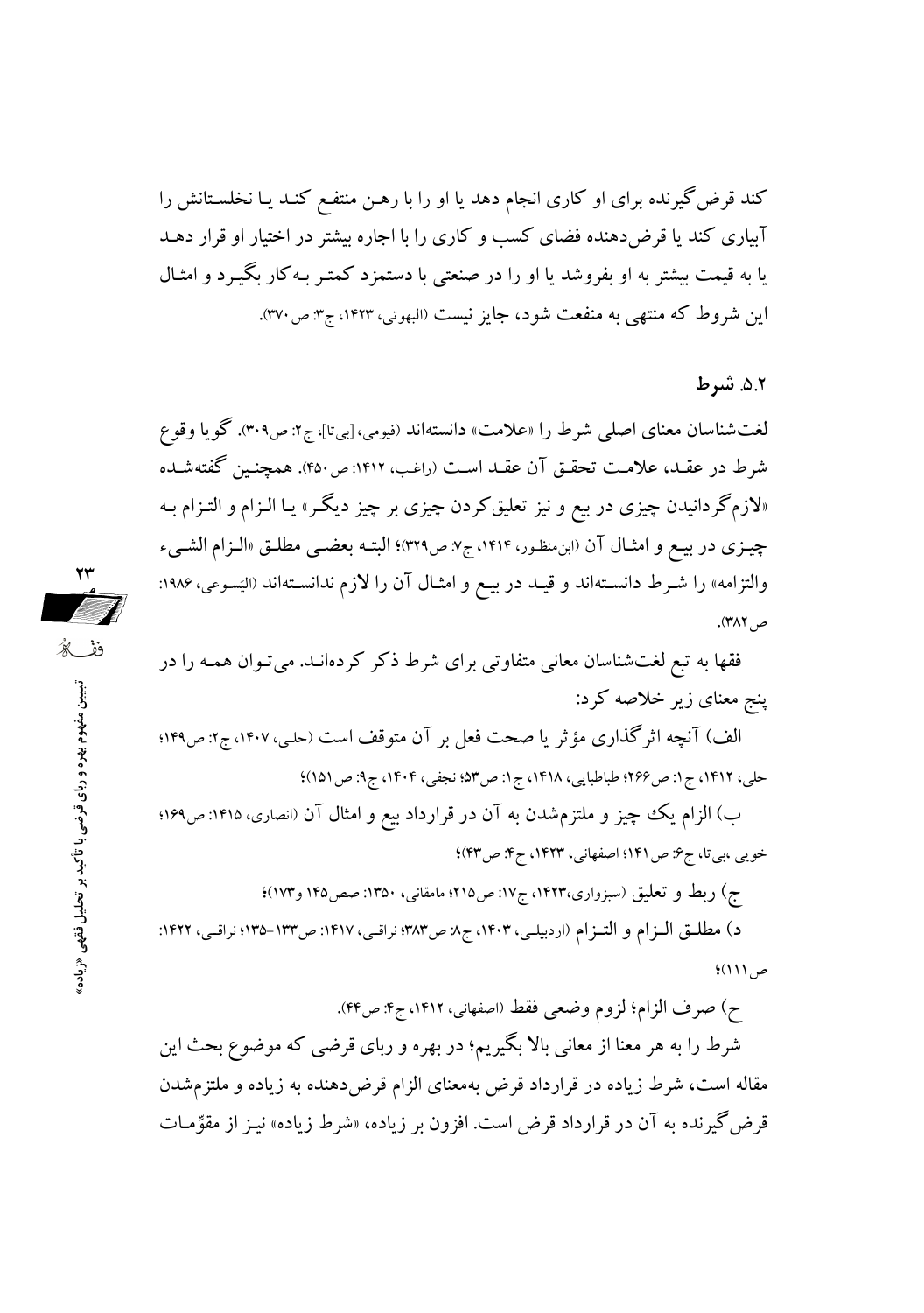کند قرض‌گیرنده برای او کاری انجام دهد یا او را با رهن منتفع کند یا نخلستانش را آبیاری کند یا قرض‌دهنده فضای کسب و کاری را با اجاره بیشتر در اختیار او قرار دهد یا به قیمت بیشتر به او بفروشد یا او را در صنعتی با دستمزد کمتر به‌کار بگیرد و امثال این شروط که منتهی به منفعت شود، جایز نیست (البهوتی، ۱۴۲۳، ج۳: ص۳۷۰).

### ۵.۲. شرط

لغت‌شناسان معنای اصلی شرط را «علامت» دانسته‌اند (فیومی، [بی‌تا]، ج۲: ص۳۰۹). گویا وقوع شرط در عقد، علامت تحقق آن عقد است (راغب، ۱۴۱۲: ص۴۵۰). همچنین گفته‌شده «لازم‌گردانیدن چیزی در بیع و نیز تعلیق‌کردن چیزی بر چیز دیگر» یا الزام و التزام به چیزی در بیع و امثال آن (ابن‌منظور، ۱۴۱۴، ج۷: ص۳۲۹)؛ البته بعضی مطلق «الزام الشیء والتزامه» را شرط دانسته‌اند و قید در بیع و امثال آن را لازم ندانسته‌اند (الیسوعی، ۱۹۸۶: ص۳۸۲).

فقها به تبع لغت‌شناسان معانی متفاوتی برای شرط ذکر کرده‌اند. می‌توان همه را در پنج معنای زیر خلاصه کرد:

الف) آنچه اثرگذاری مؤثر یا صحت فعل بر آن متوقف است (حلی، ۱۴۰۷، ج۲: ص۱۴۹؛ حلی، ۱۴۱۲، ج۱: ص۲۶۶؛ طباطبایی، ۱۴۱۸، ج۱: ص۵۳؛ نجفی، ۱۴۰۴، ج۹: ص۱۵۱)؛

ب) الزام یک چیز و ملتزم‌شدن به آن در قرارداد بیع و امثال آن (انصاری، ۱۴۱۵: ص۱۶۹؛ خویی ،بی‌تا، ج۶: ص۱۴۱؛ اصفهانی، ۱۴۲۳، ج۴: ص۴۳)؛

ج) ربط و تعلیق (سبزواری،۱۴۲۳، ج۱۷: ص۲۱۵؛ مامقانی، ۱۳۵۰: صص۱۴۵ و۱۷۳)؛

د) مطلق الزام و التزام (اردبیلی، ۱۴۰۳، ج۸: ص۳۸۳؛ نراقی، ۱۴۱۷: ص۱۳۳-۱۳۵؛ نراقی، ۱۴۲۲: ص۱۱۱)؛

ح) صرف الزام؛ لزوم وضعی فقط (اصفهانی، ۱۴۱۲، ج۴: ص۴۴).

شرط را به هر معنا از معانی بالا بگیریم؛ در بهره و ربای قرضی که موضوع بحث این مقاله است، شرط زیاده در قرارداد قرض به‌معنای الزام قرض‌دهنده به زیاده و ملتزم‌شدن قرض‌گیرنده به آن در قرارداد قرض است. افزون بر زیاده، «شرط زیاده» نیز از مقوّمات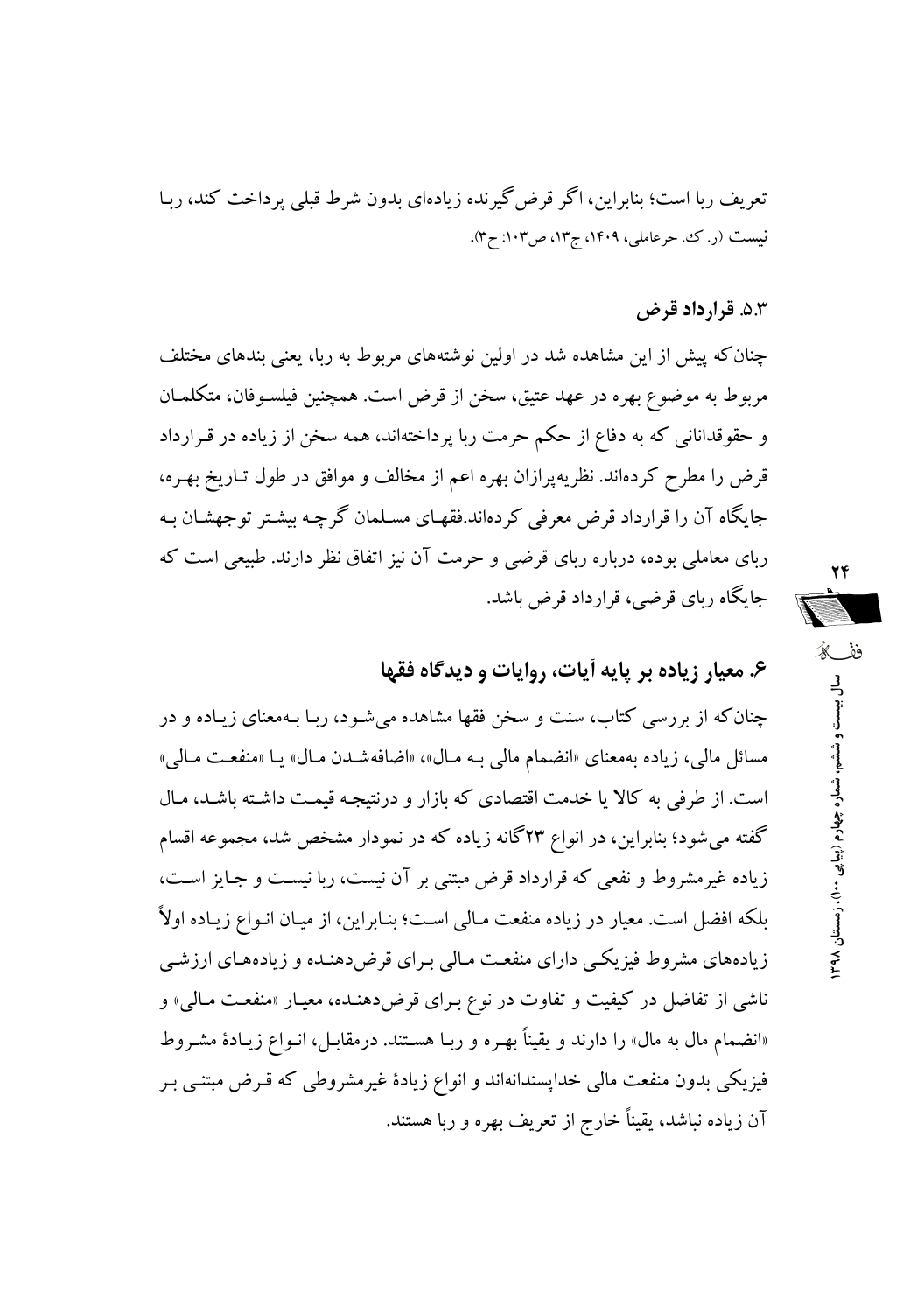تعریف ربا است؛ بنابراین، اگر قرض‌گیرنده زیاده‌ای بدون شرط قبلی پرداخت کند، ربا نیست (ر. ک. حرعاملی، ۱۴۰۹، ج۱۳، ص۱۰۳: ح۳).

### ۵.۳. قرارداد قرض

چنان‌که پیش از این مشاهده شد در اولین نوشته‌های مربوط به ربا، یعنی بندهای مختلف مربوط به موضوع بهره در عهد عتیق، سخن از قرض است. همچنین فیلسوفان، متکلمان و حقوقدانانی که به دفاع از حکم حرمت ربا پرداخته‌اند، همه سخن از زیاده در قرارداد قرض را مطرح کرده‌اند. نظریه‌پردازان بهره اعم از مخالف و موافق در طول تاریخ بهره، جایگاه آن را قرارداد قرض معرفی کرده‌اند.فقهای مسلمان گرچه بیشتر توجهشان به ربای معاملی بوده، درباره ربای قرضی و حرمت آن نیز اتفاق نظر دارند. طبیعی است که جایگاه ربای قرضی، قرارداد قرض باشد.

## ۶. معیار زیاده بر پایه آیات، روایات و دیدگاه فقها

چنان‌که از بررسی کتاب، سنت و سخن فقها مشاهده می‌شود، ربا به‌معنای زیاده و در مسائل مالی، زیاده به‌معنای «انضمام مالی به مال»، «اضافه‌شدن مال» یا «منفعت مالی» است. از طرفی به کالا یا خدمت اقتصادی که بازار و درنتیجه قیمت داشته باشد، مال گفته می‌شود؛ بنابراین، در انواع ۲۳گانه زیاده که در نمودار مشخص شد، مجموعه اقسام زیاده غیرمشروط و نفعی که قرارداد قرض مبتنی بر آن نیست، ربا نیست و جایز است، بلکه افضل است. معیار در زیاده منفعت مالی است؛ بنابراین، از میان انواع زیاده اولاً زیاده‌های مشروط فیزیکی دارای منفعت مالی برای قرض‌دهنده و زیاده‌های ارزشی ناشی از تفاضل در کیفیت و تفاوت در نوع برای قرض‌دهنده، معیار «منفعت مالی» و «انضمام مال به مال» را دارند و یقیناً بهره و ربا هستند. درمقابل، انواع زیادهٔ مشروط فیزیکی بدون منفعت مالی خداپسندانه‌اند و انواع زیادهٔ غیرمشروطی که قرض مبتنی بر آن زیاده نباشد، یقیناً خارج از تعریف بهره و ربا هستند.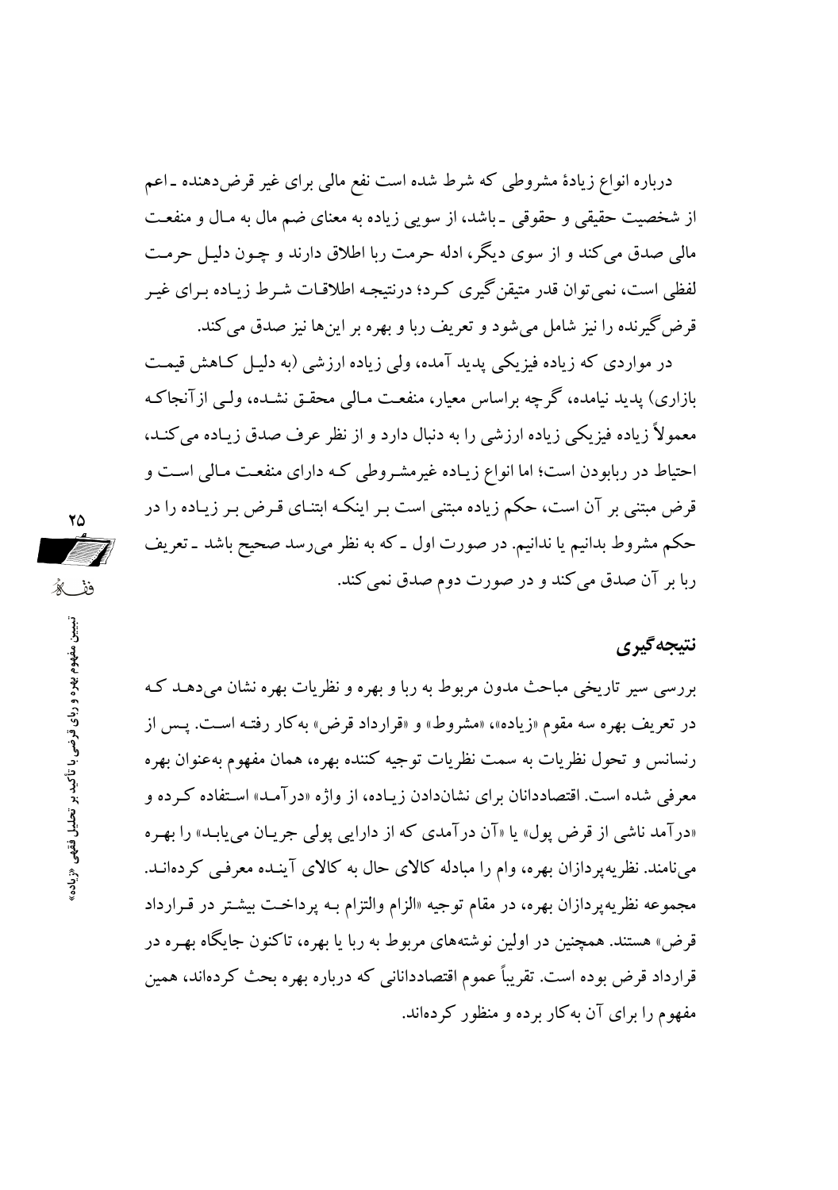درباره انواع زیادهٔ مشروطی که شرط شده است نفع مالی برای غیر قرض‌دهنده ـ اعم از شخصیت حقیقی و حقوقی ـ باشد، از سویی زیاده به معنای ضم مال به مال و منفعت مالی صدق می‌کند و از سوی دیگر، ادله حرمت ربا اطلاق دارند و چون دلیل حرمت لفظی است، نمی‌توان قدر متیقن‌گیری کرد؛ درنتیجه اطلاقات شرط زیاده برای غیر قرض‌گیرنده را نیز شامل می‌شود و تعریف ربا و بهره بر این‌ها نیز صدق می‌کند.

در مواردی که زیاده فیزیکی پدید آمده، ولی زیاده ارزشی (به دلیل کاهش قیمت بازاری) پدید نیامده، گرچه براساس معیار، منفعت مالی محقق نشده، ولی ازآنجاکه معمولاً زیاده فیزیکی زیاده ارزشی را به دنبال دارد و از نظر عرف صدق زیاده می‌کند، احتیاط در ربابودن است؛ اما انواع زیاده غیرمشروطی که دارای منفعت مالی است و قرض مبتنی بر آن است، حکم زیاده مبتنی است بر اینکه ابتنای قرض بر زیاده را در حکم مشروط بدانیم یا ندانیم. در صورت اول ـ که به نظر می‌رسد صحیح باشد ـ تعریف ربا بر آن صدق می‌کند و در صورت دوم صدق نمی‌کند.

## نتیجه‌گیری

بررسی سیر تاریخی مباحث مدون مربوط به ربا و بهره و نظریات بهره نشان می‌دهد که در تعریف بهره سه مقوم «زیاده»، «مشروط» و «قرارداد قرض» به‌کار رفته است. پس از رنسانس و تحول نظریات به سمت نظریات توجیه کننده بهره، همان مفهوم به‌عنوان بهره معرفی شده است. اقتصاددانان برای نشان‌دادن زیاده، از واژه «درآمد» استفاده کرده و «درآمد ناشی از قرض پول» یا «آن درآمدی که از دارایی پولی جریان می‌یابد» را بهره می‌نامند. نظریه‌پردازان بهره، وام را مبادله کالای حال به کالای آینده معرفی کرده‌اند. مجموعه نظریه‌پردازان بهره، در مقام توجیه «الزام والتزام به پرداخت بیشتر در قرارداد قرض» هستند. همچنین در اولین نوشته‌های مربوط به ربا یا بهره، تاکنون جایگاه بهره در قرارداد قرض بوده است. تقریباً عموم اقتصاددانانی که درباره بهره بحث کرده‌اند، همین مفهوم را برای آن به‌کار برده و منظور کرده‌اند.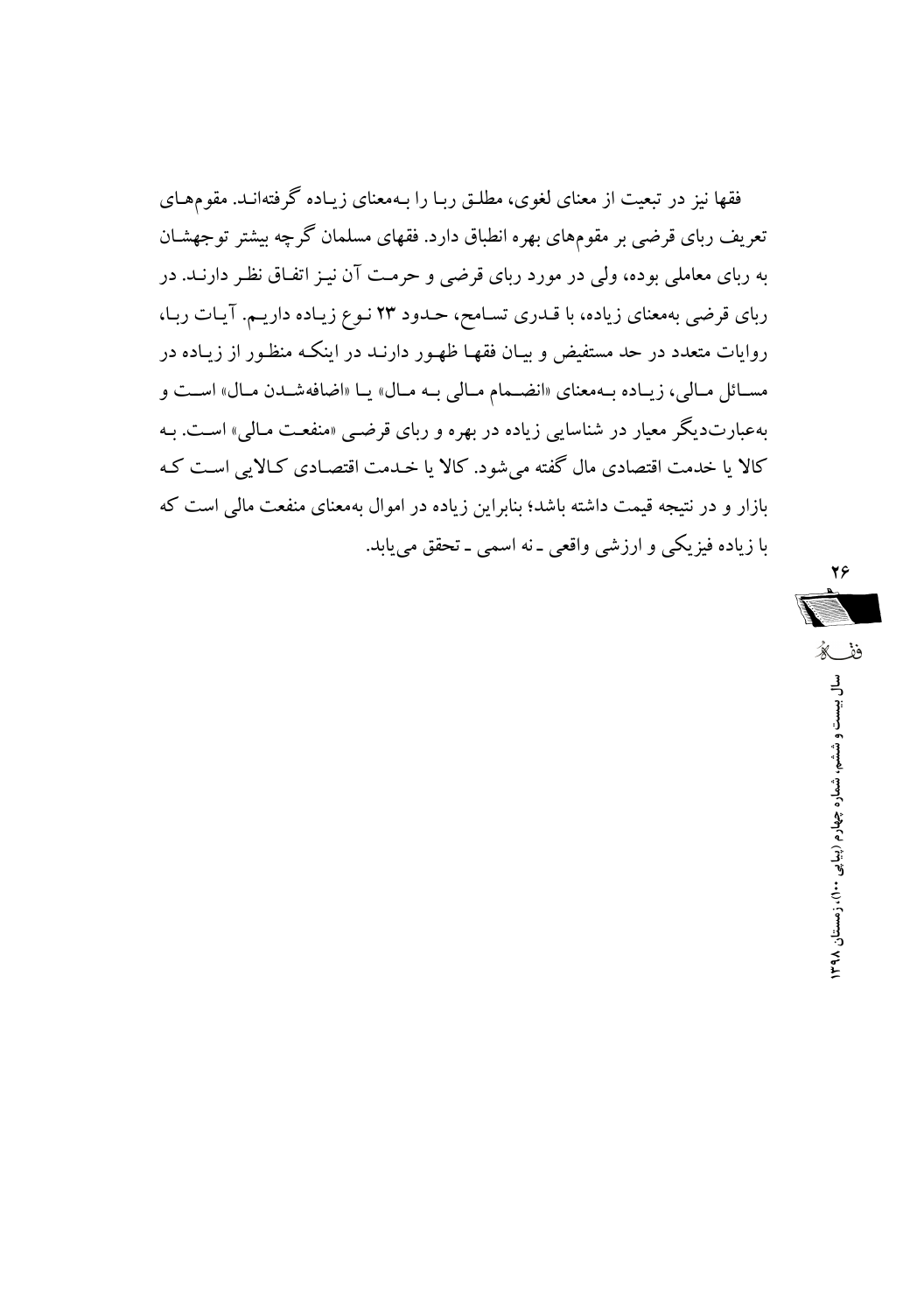فقها نیز در تبعیت از معنای لغوی، مطلق ربا را به‌معنای زیاده گرفته‌اند. مقوم‌های تعریف ربای قرضی بر مقوم‌های بهره انطباق دارد. فقهای مسلمان گرچه بیشتر توجهشان به ربای معاملی بوده، ولی در مورد ربای قرضی و حرمت آن نیز اتفاق نظر دارند. در ربای قرضی به‌معنای زیاده، با قدری تسامح، حدود ۲۳ نوع زیاده داریم. آیات ربا، روایات متعدد در حد مستفیض و بیان فقها ظهور دارند در اینکه منظور از زیاده در مسائل مالی، زیاده به‌معنای «انضمام مالی به مال» یا «اضافه‌شدن مال» است و به‌عبارت‌دیگر معیار در شناسایی زیاده در بهره و ربای قرضی «منفعت مالی» است. به کالا یا خدمت اقتصادی مال گفته می‌شود. کالا یا خدمت اقتصادی کالایی است که بازار و در نتیجه قیمت داشته باشد؛ بنابراین زیاده در اموال به‌معنای منفعت مالی است که با زیاده فیزیکی و ارزشی واقعی ـ نه اسمی ـ تحقق می‌یابد.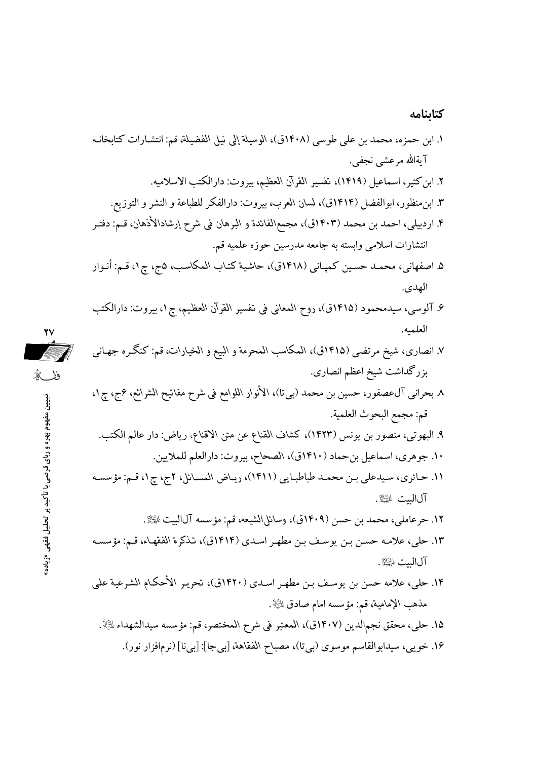## کتابنامه

۱. ابن حمزه، محمد بن علی طوسی (۱۴۰۸ق)، الوسیلة إلی نیل الفضیلة، قم: انتشارات کتابخانه آیةالله مرعشی نجفی.

۲. ابن‌کثیر، اسماعیل (۱۴۱۹)، تفسیر القرآن العظیم، بیروت: دارالکتب الاسلامیه.

۳. ابن‌منظور، ابوالفضل (۱۴۱۴ق)، لسان العرب، بیروت: دارالفکر للطباعة و النشر و التوزیع.

۴. اردبیلی، احمد بن محمد (۱۴۰۳ق)، مجمع‌الفائدة و البرهان فی شرح إرشادالأذهان، قم: دفتر انتشارات اسلامی وابسته به جامعه مدرسین حوزه علمیه قم.

۵. اصفهانی، محمد حسین کمپانی (۱۴۱۸ق)، حاشیة کتاب المکاسب، ۵ج، چ۱، قم: أنوار الهدی.

۶. آلوسی، سیدمحمود (۱۴۱۵ق)، روح المعانی فی تفسیر القرآن العظیم، چ۱، بیروت: دارالکتب العلمیه.

۷. انصاری، شیخ مرتضی (۱۴۱۵ق)، المکاسب المحرمة و البیع و الخیارات، قم: کنگره جهانی بزرگداشت شیخ اعظم انصاری.

۸ بحرانی آل‌عصفور، حسین بن محمد (بی‌تا)، الأنوار اللوامع فی شرح مفاتیح الشرائع، ۶ج، چ۱، قم: مجمع البحوث العلمیة.

۹. البهوتی، منصور بن یونس (۱۴۲۳)، کشاف القناع عن متن الاقناع، ریاض: دار عالم الکتب.

۱۰. جوهری، اسماعیل بن‌حماد (۱۴۱۰ق)، الصحاح، بیروت: دارالعلم للملایین.

۱۱. حائری، سیدعلی بن محمد طباطبایی (۱۴۱۱)، ریاض المسائل، ۲ج، چ۱، قم: مؤسسه آل‌البیت علیهم‌السلام.

۱۲. حرعاملی، محمد بن حسن (۱۴۰۹ق)، وسائل‌الشیعه، قم: مؤسسه آل‌البیت علیهم‌السلام.

۱۳. حلی، علامه حسن بن یوسف بن مطهر اسدی (۱۴۱۴ق)، تذکرة الفقهاء، قم: مؤسسه آل‌البیت علیهم‌السلام.

۱۴. حلی، علامه حسن بن یوسف بن مطهر اسدی (۱۴۲۰ق)، تحریر الأحکام الشرعیة علی مذهب الإمامیة، قم: مؤسسه امام صادق علیه‌السلام.

۱۵. حلی، محقق نجم‌الدین (۱۴۰۷ق)، المعتبر فی شرح المختصر، قم: مؤسسه سیدالشهداء علیه‌السلام.

۱۶. خویی، سیدابوالقاسم موسوی (بی‌تا)، مصباح الفقاهة، [بی‌جا]: [بی‌نا] (نرم‌افزار نور).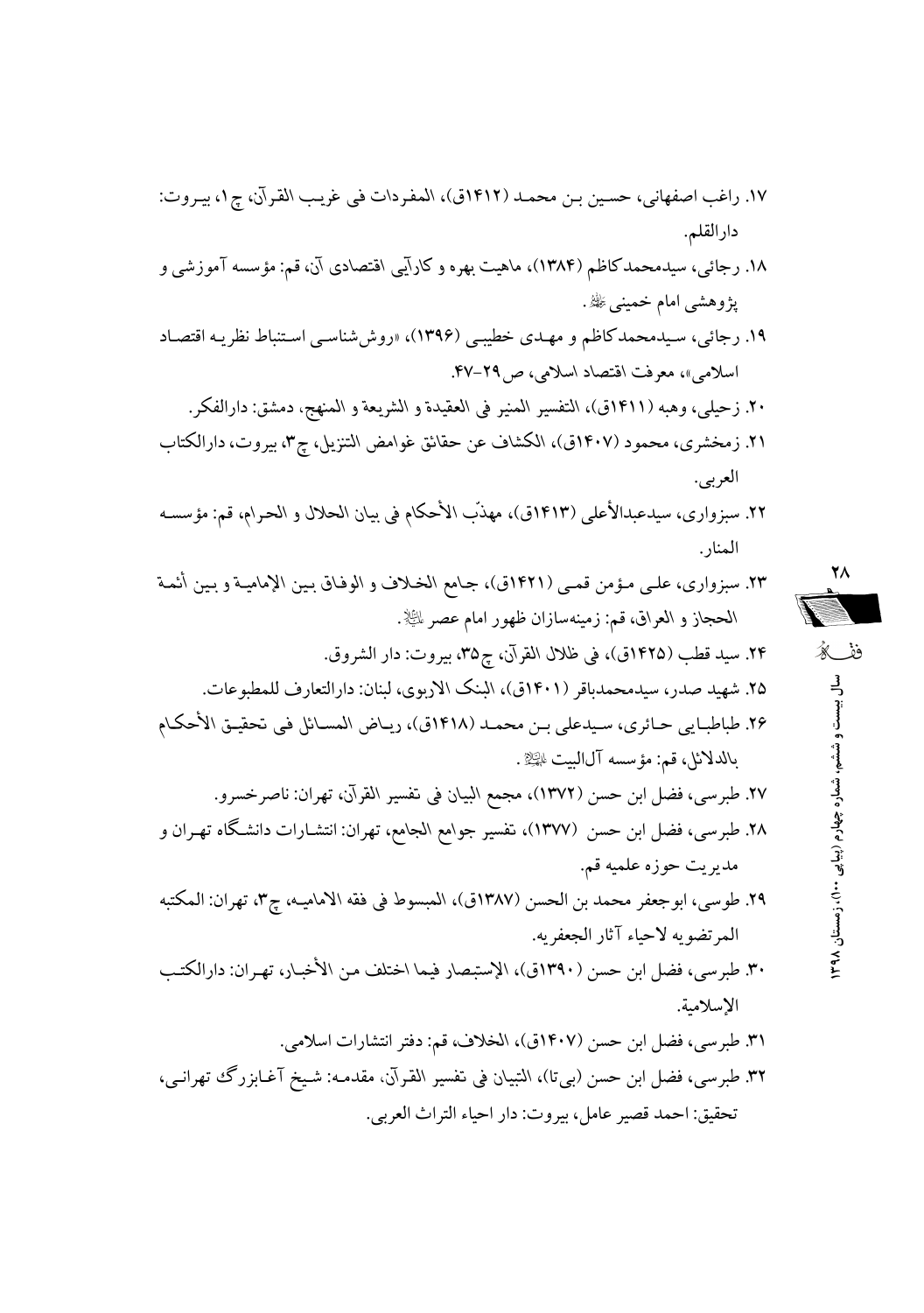۱۷. راغب اصفهانی، حسین بن محمد (۱۴۱۲ق)، المفردات فی غریب القرآن، چ۱، بیروت: دارالقلم.

۱۸. رجائی، سیدمحمدکاظم (۱۳۸۴)، ماهیت بهره و کارآیی اقتصادی آن، قم: مؤسسه آموزشی و پژوهشی امام خمینی ﷺ.

۱۹. رجائی، سیدمحمدکاظم و مهدی خطیبی (۱۳۹۶)، «روش‌شناسی استنباط نظریه اقتصاد اسلامی»، معرفت اقتصاد اسلامی، ص۲۹-۴۷.

۲۰. زحیلی، وهبه (۱۴۱۱ق)، التفسیر المنیر فی العقیدة و الشریعة و المنهج، دمشق: دارالفکر.

۲۱. زمخشری، محمود (۱۴۰۷ق)، الکشاف عن حقائق غوامض التنزیل، چ۳، بیروت، دارالکتاب العربی.

۲۲. سبزواری، سیدعبدالأعلی (۱۴۱۳ق)، مهذّب الأحکام فی بیان الحلال و الحرام، قم: مؤسسه المنار.

۲۳. سبزواری، علی مؤمن قمی (۱۴۲۱ق)، جامع الخلاف و الوفاق بین الإمامیة و بین أئمة الحجاز و العراق، قم: زمینه‌سازان ظهور امام عصر ﷺ.

۲۴. سید قطب (۱۴۲۵ق)، فی ظلال القرآن، چ۳۵، بیروت: دار الشروق.

۲۵. شهید صدر، سیدمحمدباقر (۱۴۰۱ق)، البنک الاربوی، لبنان: دارالتعارف للمطبوعات.

۲۶. طباطبایی حائری، سیدعلی بن محمد (۱۴۱۸ق)، ریاض المسائل فی تحقیق الأحکام بالدلائل، قم: مؤسسه آل‌البیت ﷺ.

۲۷. طبرسی، فضل ابن حسن (۱۳۷۲)، مجمع البیان فی تفسیر القرآن، تهران: ناصرخسرو.

۲۸. طبرسی، فضل ابن حسن (۱۳۷۷)، تفسیر جوامع الجامع، تهران: انتشارات دانشگاه تهران و مدیریت حوزه علمیه قم.

۲۹. طوسی، ابوجعفر محمد بن الحسن (۱۳۸۷ق)، المبسوط فی فقه الامامیه، چ۳، تهران: المکتبه المرتضویه لاحیاء آثار الجعفریه.

۳۰. طبرسی، فضل ابن حسن (۱۳۹۰ق)، الإستبصار فیما اختلف من الأخبار، تهران: دارالکتب الإسلامیة.

۳۱. طبرسی، فضل ابن حسن (۱۴۰۷ق)، الخلاف، قم: دفتر انتشارات اسلامی.

۳۲. طبرسی، فضل ابن حسن (بی‌تا)، التبیان فی تفسیر القرآن، مقدمه: شیخ آغابزرگ تهرانی، تحقیق: احمد قصیر عامل، بیروت: دار احیاء التراث العربی.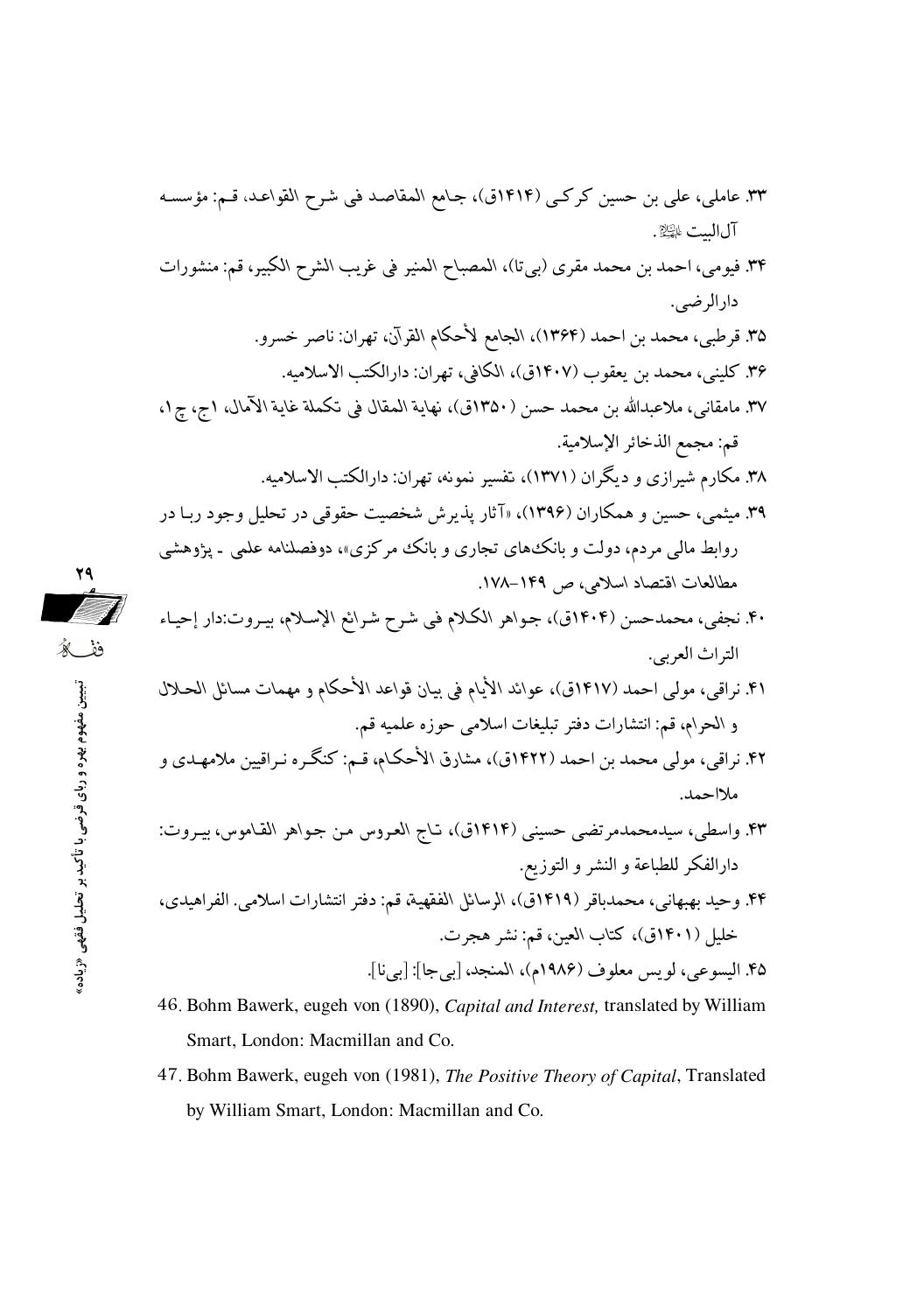۳۳. عاملی، علی بن حسین کرکی (۱۴۱۴ق)، جامع المقاصد فی شرح القواعد، قم: مؤسسه آل‌البیت علیهم‌السلام.

۳۴. فیومی، احمد بن محمد مقری (بی‌تا)، المصباح المنیر فی غریب الشرح الکبیر، قم: منشورات دارالرضی.

۳۵. قرطبی، محمد بن احمد (۱۳۶۴)، الجامع لأحکام القرآن، تهران: ناصر خسرو.

۳۶. کلینی، محمد بن یعقوب (۱۴۰۷ق)، الکافی، تهران: دارالکتب الاسلامیه.

۳۷. مامقانی، ملاعبدالله بن محمد حسن (۱۳۵۰ق)، نهایة المقال فی تکملة غایة الآمال، ۱ج، چ۱، قم: مجمع الذخائر الإسلامیة.

۳۸. مکارم شیرازی و دیگران (۱۳۷۱)، تفسیر نمونه، تهران: دارالکتب الاسلامیه.

۳۹. میثمی، حسین و همکاران (۱۳۹۶)، «آثار پذیرش شخصیت حقوقی در تحلیل وجود ربا در روابط مالی مردم، دولت و بانک‌های تجاری و بانک مرکزی»، دوفصلنامه علمی ـ پژوهشی مطالعات اقتصاد اسلامی، ص ۱۴۹–۱۷۸.

۴۰. نجفی، محمدحسن (۱۴۰۴ق)، جواهر الکلام فی شرح شرائع الإسلام، بیروت:دار إحیاء التراث العربی.

۴۱. نراقی، مولی احمد (۱۴۱۷ق)، عوائد الأیام فی بیان قواعد الأحکام و مهمات مسائل الحلال و الحرام، قم: انتشارات دفتر تبلیغات اسلامی حوزه علمیه قم.

۴۲. نراقی، مولی محمد بن احمد (۱۴۲۲ق)، مشارق الأحکام، قم: کنگره نراقیین ملامهدی و ملااحمد.

۴۳. واسطی، سیدمحمدمرتضی حسینی (۱۴۱۴ق)، تاج العروس من جواهر القاموس، بیروت: دارالفکر للطباعة و النشر و التوزیع.

۴۴. وحید بهبهانی، محمدباقر (۱۴۱۹ق)، الرسائل الفقهیة، قم: دفتر انتشارات اسلامی. الفراهیدی، خلیل (۱۴۰۱ق)، کتاب العین، قم: نشر هجرت.

۴۵. الیسوعی، لویس معلوف (۱۹۸۶م)، المنجد، [بی‌جا]: [بی‌نا].

46. Bohm Bawerk, eugeh von (1890), *Capital and Interest,* translated by William Smart, London: Macmillan and Co.

47. Bohm Bawerk, eugeh von (1981), *The Positive Theory of Capital*, Translated by William Smart, London: Macmillan and Co.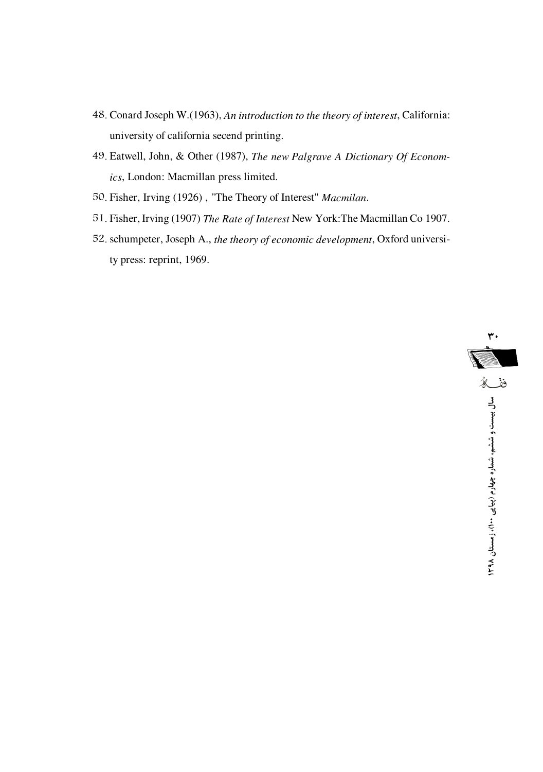48. Conard Joseph W.(1963), *An introduction to the theory of interest*, California: university of california secend printing.
49. Eatwell, John, & Other (1987), *The new Palgrave A Dictionary Of Economics*, London: Macmillan press limited.
50. Fisher, Irving (1926) , "The Theory of Interest" *Macmilan*.
51. Fisher, Irving (1907) *The Rate of Interest* New York:The Macmillan Co 1907.
52. schumpeter, Joseph A., *the theory of economic development*, Oxford university press: reprint, 1969.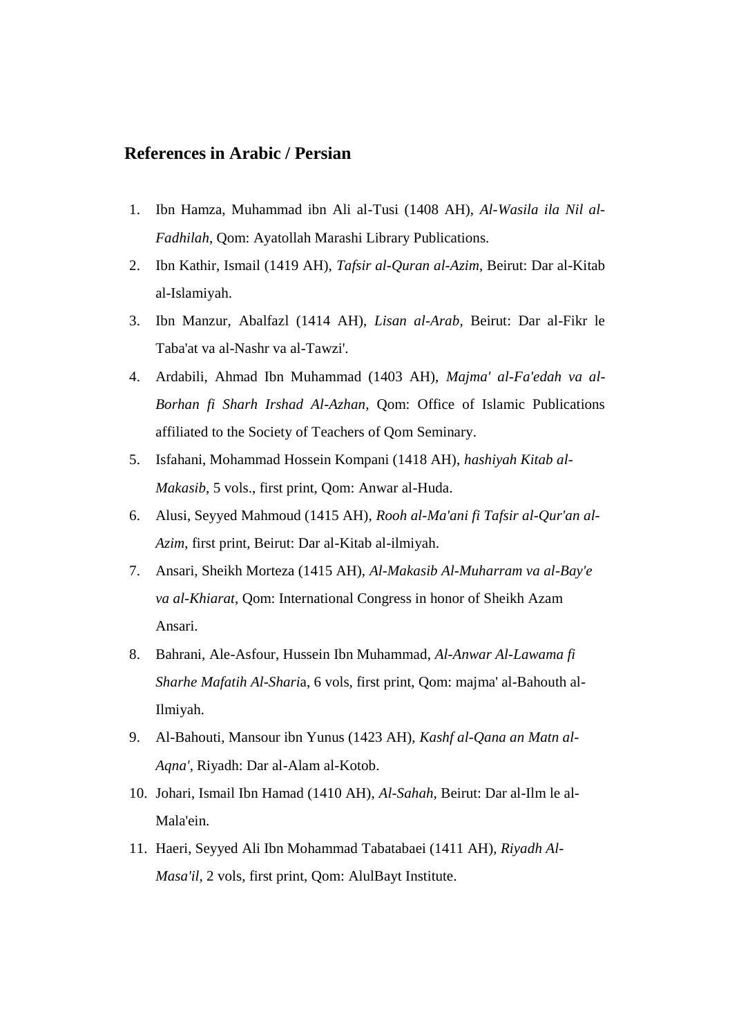## References in Arabic / Persian

1. Ibn Hamza, Muhammad ibn Ali al-Tusi (1408 AH), *Al-Wasila ila Nil al-Fadhilah*, Qom: Ayatollah Marashi Library Publications.
2. Ibn Kathir, Ismail (1419 AH), *Tafsir al-Quran al-Azim*, Beirut: Dar al-Kitab al-Islamiyah.
3. Ibn Manzur, Abalfazl (1414 AH), *Lisan al-Arab*, Beirut: Dar al-Fikr le Taba'at va al-Nashr va al-Tawzi'.
4. Ardabili, Ahmad Ibn Muhammad (1403 AH), *Majma' al-Fa'edah va al-Borhan fi Sharh Irshad Al-Azhan*, Qom: Office of Islamic Publications affiliated to the Society of Teachers of Qom Seminary.
5. Isfahani, Mohammad Hossein Kompani (1418 AH), *hashiyah Kitab al-Makasib*, 5 vols., first print, Qom: Anwar al-Huda.
6. Alusi, Seyyed Mahmoud (1415 AH), *Rooh al-Ma'ani fi Tafsir al-Qur'an al-Azim*, first print, Beirut: Dar al-Kitab al-ilmiyah.
7. Ansari, Sheikh Morteza (1415 AH), *Al-Makasib Al-Muharram va al-Bay'e va al-Khiarat*, Qom: International Congress in honor of Sheikh Azam Ansari.
8. Bahrani, Ale-Asfour, Hussein Ibn Muhammad, *Al-Anwar Al-Lawama fi Sharhe Mafatih Al-Shari*a, 6 vols, first print, Qom: majma' al-Bahouth al-Ilmiyah.
9. Al-Bahouti, Mansour ibn Yunus (1423 AH), *Kashf al-Qana an Matn al-Aqna'*, Riyadh: Dar al-Alam al-Kotob.
10. Johari, Ismail Ibn Hamad (1410 AH), *Al-Sahah*, Beirut: Dar al-Ilm le al-Mala'ein.
11. Haeri, Seyyed Ali Ibn Mohammad Tabatabaei (1411 AH), *Riyadh Al-Masa'il*, 2 vols, first print, Qom: AlulBayt Institute.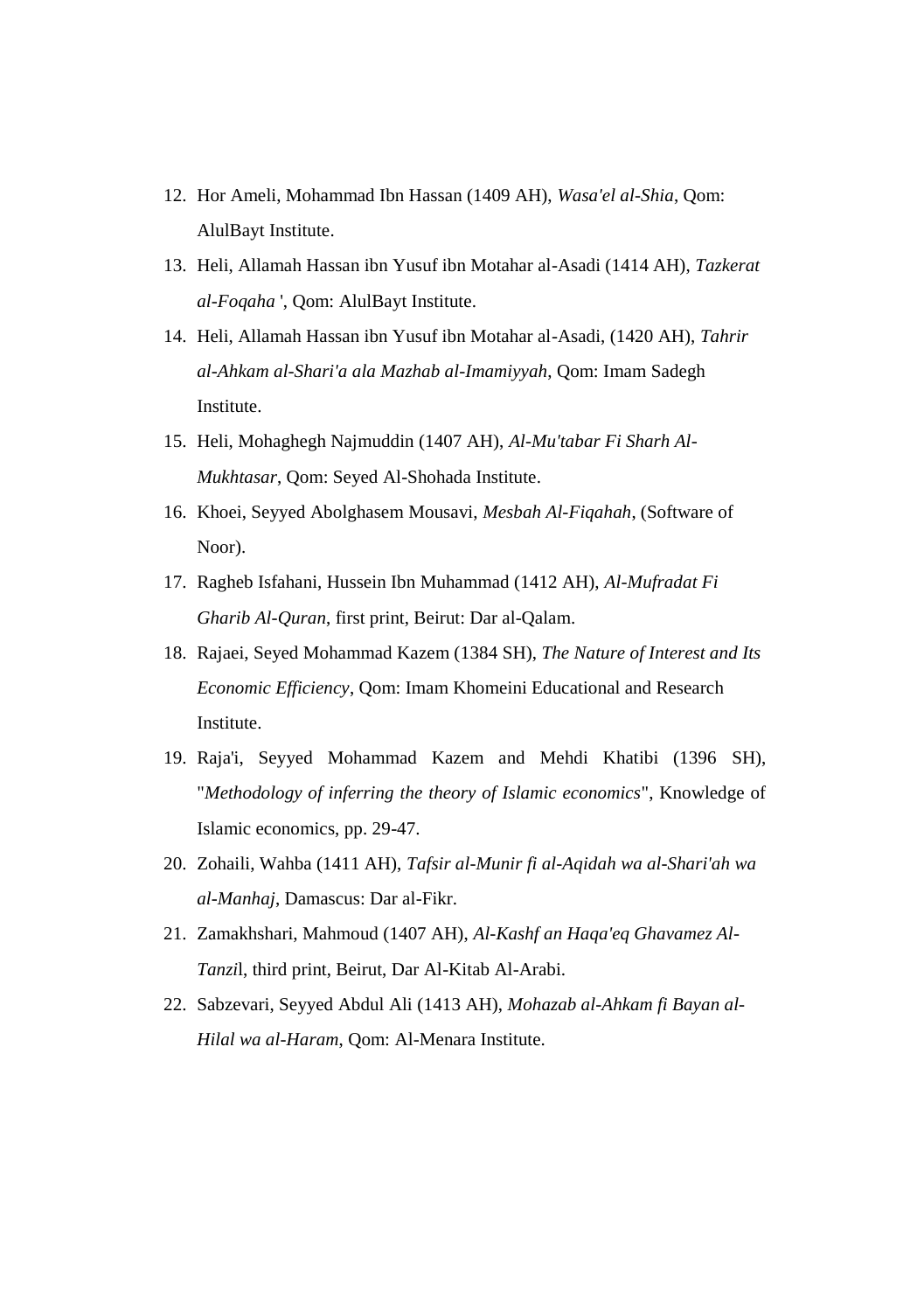12. Hor Ameli, Mohammad Ibn Hassan (1409 AH), *Wasa'el al-Shia*, Qom: AlulBayt Institute.
13. Heli, Allamah Hassan ibn Yusuf ibn Motahar al-Asadi (1414 AH), *Tazkerat al-Foqaha '*, Qom: AlulBayt Institute.
14. Heli, Allamah Hassan ibn Yusuf ibn Motahar al-Asadi, (1420 AH), *Tahrir al-Ahkam al-Shari'a ala Mazhab al-Imamiyyah*, Qom: Imam Sadegh Institute.
15. Heli, Mohaghegh Najmuddin (1407 AH), *Al-Mu'tabar Fi Sharh Al-Mukhtasar*, Qom: Seyed Al-Shohada Institute.
16. Khoei, Seyyed Abolghasem Mousavi, *Mesbah Al-Fiqahah*, (Software of Noor).
17. Ragheb Isfahani, Hussein Ibn Muhammad (1412 AH), *Al-Mufradat Fi Gharib Al-Quran*, first print, Beirut: Dar al-Qalam.
18. Rajaei, Seyed Mohammad Kazem (1384 SH), *The Nature of Interest and Its Economic Efficiency*, Qom: Imam Khomeini Educational and Research Institute.
19. Raja'i, Seyyed Mohammad Kazem and Mehdi Khatibi (1396 SH), "*Methodology of inferring the theory of Islamic economics*", Knowledge of Islamic economics, pp. 29-47.
20. Zohaili, Wahba (1411 AH), *Tafsir al-Munir fi al-Aqidah wa al-Shari'ah wa al-Manhaj*, Damascus: Dar al-Fikr.
21. Zamakhshari, Mahmoud (1407 AH), *Al-Kashf an Haqa'eq Ghavamez Al-Tanzi*l, third print, Beirut, Dar Al-Kitab Al-Arabi.
22. Sabzevari, Seyyed Abdul Ali (1413 AH), *Mohazab al-Ahkam fi Bayan al-Hilal wa al-Haram*, Qom: Al-Menara Institute.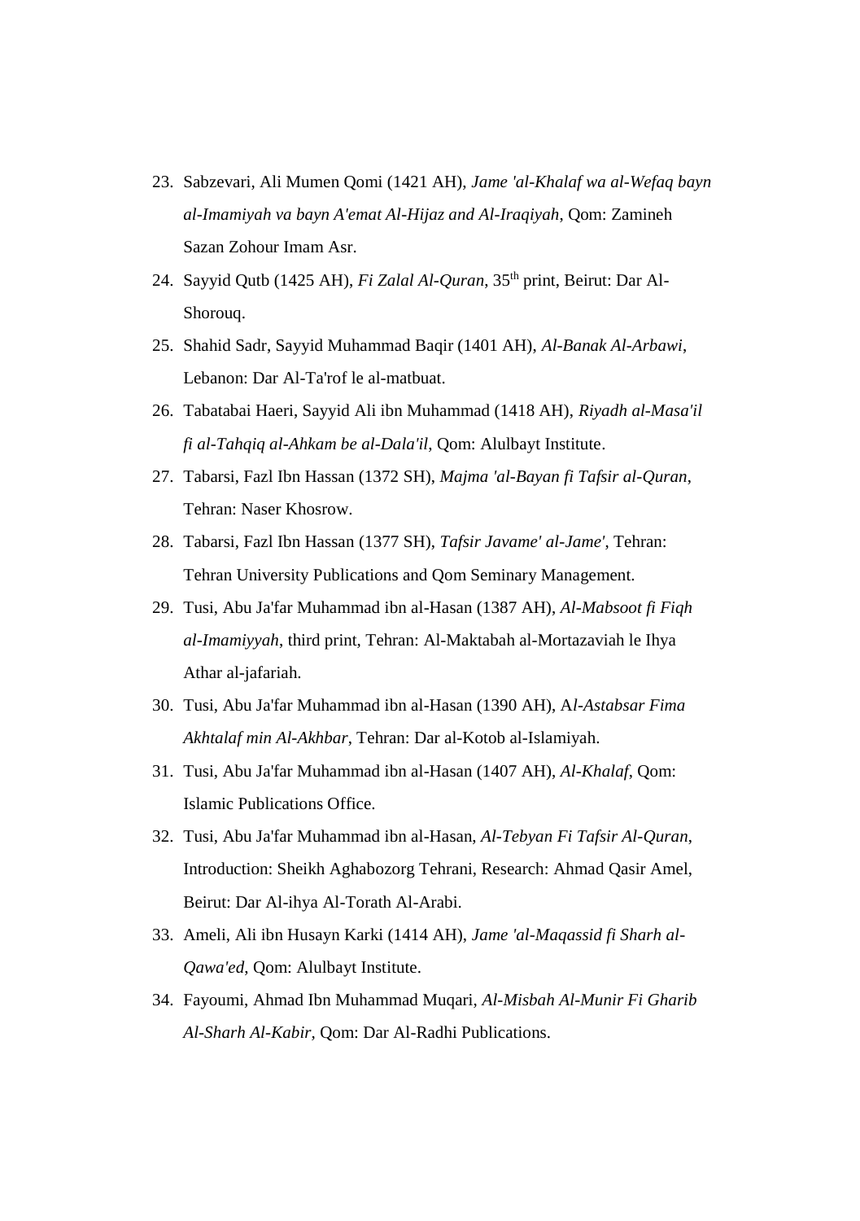23. Sabzevari, Ali Mumen Qomi (1421 AH), *Jame 'al-Khalaf wa al-Wefaq bayn al-Imamiyah va bayn A'emat Al-Hijaz and Al-Iraqiyah*, Qom: Zamineh Sazan Zohour Imam Asr.
24. Sayyid Qutb (1425 AH), *Fi Zalal Al-Quran*, 35th print, Beirut: Dar Al-Shorouq.
25. Shahid Sadr, Sayyid Muhammad Baqir (1401 AH), *Al-Banak Al-Arbawi*, Lebanon: Dar Al-Ta'rof le al-matbuat.
26. Tabatabai Haeri, Sayyid Ali ibn Muhammad (1418 AH), *Riyadh al-Masa'il fi al-Tahqiq al-Ahkam be al-Dala'il*, Qom: Alulbayt Institute.
27. Tabarsi, Fazl Ibn Hassan (1372 SH), *Majma 'al-Bayan fi Tafsir al-Quran*, Tehran: Naser Khosrow.
28. Tabarsi, Fazl Ibn Hassan (1377 SH), *Tafsir Javame' al-Jame'*, Tehran: Tehran University Publications and Qom Seminary Management.
29. Tusi, Abu Ja'far Muhammad ibn al-Hasan (1387 AH), *Al-Mabsoot fi Fiqh al-Imamiyyah*, third print, Tehran: Al-Maktabah al-Mortazaviah le Ihya Athar al-jafariah.
30. Tusi, Abu Ja'far Muhammad ibn al-Hasan (1390 AH), A*l-Astabsar Fima Akhtalaf min Al-Akhbar*, Tehran: Dar al-Kotob al-Islamiyah.
31. Tusi, Abu Ja'far Muhammad ibn al-Hasan (1407 AH), *Al-Khalaf*, Qom: Islamic Publications Office.
32. Tusi, Abu Ja'far Muhammad ibn al-Hasan, *Al-Tebyan Fi Tafsir Al-Quran*, Introduction: Sheikh Aghabozorg Tehrani, Research: Ahmad Qasir Amel, Beirut: Dar Al-ihya Al-Torath Al-Arabi.
33. Ameli, Ali ibn Husayn Karki (1414 AH), *Jame 'al-Maqassid fi Sharh al-Qawa'ed*, Qom: Alulbayt Institute.
34. Fayoumi, Ahmad Ibn Muhammad Muqari, *Al-Misbah Al-Munir Fi Gharib Al-Sharh Al-Kabir*, Qom: Dar Al-Radhi Publications.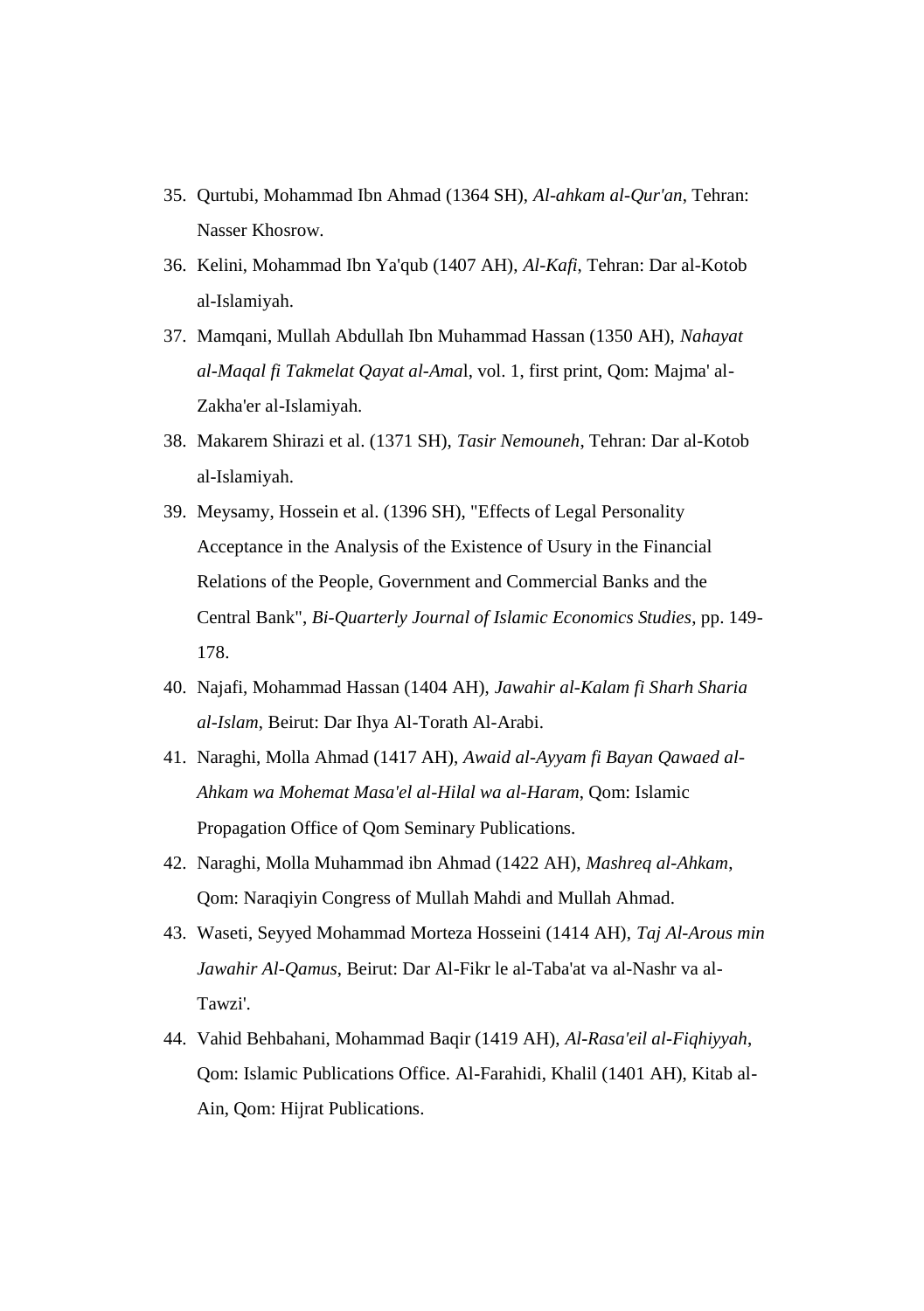35. Qurtubi, Mohammad Ibn Ahmad (1364 SH), *Al-ahkam al-Qur'an*, Tehran: Nasser Khosrow.
36. Kelini, Mohammad Ibn Ya'qub (1407 AH), *Al-Kafi*, Tehran: Dar al-Kotob al-Islamiyah.
37. Mamqani, Mullah Abdullah Ibn Muhammad Hassan (1350 AH), *Nahayat al-Maqal fi Takmelat Qayat al-Amal*, vol. 1, first print, Qom: Majma' al-Zakha'er al-Islamiyah.
38. Makarem Shirazi et al. (1371 SH), *Tasir Nemouneh*, Tehran: Dar al-Kotob al-Islamiyah.
39. Meysamy, Hossein et al. (1396 SH), "Effects of Legal Personality Acceptance in the Analysis of the Existence of Usury in the Financial Relations of the People, Government and Commercial Banks and the Central Bank", *Bi-Quarterly Journal of Islamic Economics Studies*, pp. 149-178.
40. Najafi, Mohammad Hassan (1404 AH), *Jawahir al-Kalam fi Sharh Sharia al-Islam*, Beirut: Dar Ihya Al-Torath Al-Arabi.
41. Naraghi, Molla Ahmad (1417 AH), *Awaid al-Ayyam fi Bayan Qawaed al-Ahkam wa Mohemat Masa'el al-Hilal wa al-Haram*, Qom: Islamic Propagation Office of Qom Seminary Publications.
42. Naraghi, Molla Muhammad ibn Ahmad (1422 AH), *Mashreq al-Ahkam*, Qom: Naraqiyin Congress of Mullah Mahdi and Mullah Ahmad.
43. Waseti, Seyyed Mohammad Morteza Hosseini (1414 AH), *Taj Al-Arous min Jawahir Al-Qamus*, Beirut: Dar Al-Fikr le al-Taba'at va al-Nashr va al-Tawzi'.
44. Vahid Behbahani, Mohammad Baqir (1419 AH), *Al-Rasa'eil al-Fiqhiyyah*, Qom: Islamic Publications Office. Al-Farahidi, Khalil (1401 AH), Kitab al-Ain, Qom: Hijrat Publications.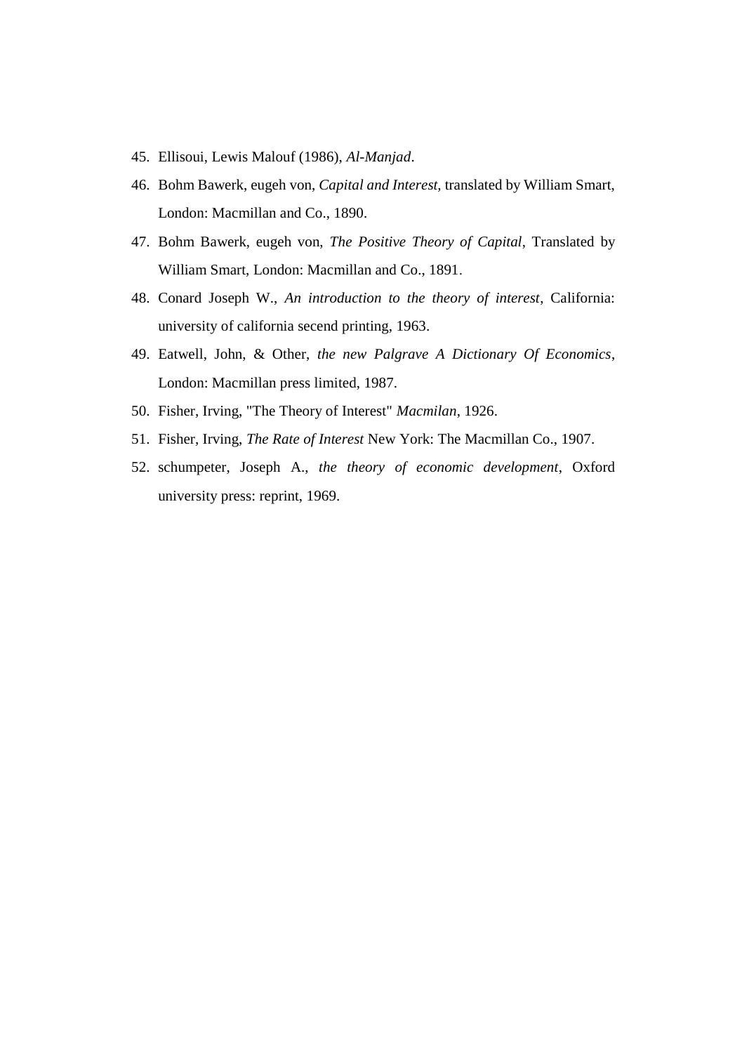45. Ellisoui, Lewis Malouf (1986), *Al-Manjad*.
46. Bohm Bawerk, eugeh von, *Capital and Interest*, translated by William Smart, London: Macmillan and Co., 1890.
47. Bohm Bawerk, eugeh von, *The Positive Theory of Capital*, Translated by William Smart, London: Macmillan and Co., 1891.
48. Conard Joseph W., *An introduction to the theory of interest*, California: university of california secend printing, 1963.
49. Eatwell, John, & Other, *the new Palgrave A Dictionary Of Economics*, London: Macmillan press limited, 1987.
50. Fisher, Irving, "The Theory of Interest" *Macmilan*, 1926.
51. Fisher, Irving, *The Rate of Interest* New York: The Macmillan Co., 1907.
52. schumpeter, Joseph A., *the theory of economic development*, Oxford university press: reprint, 1969.